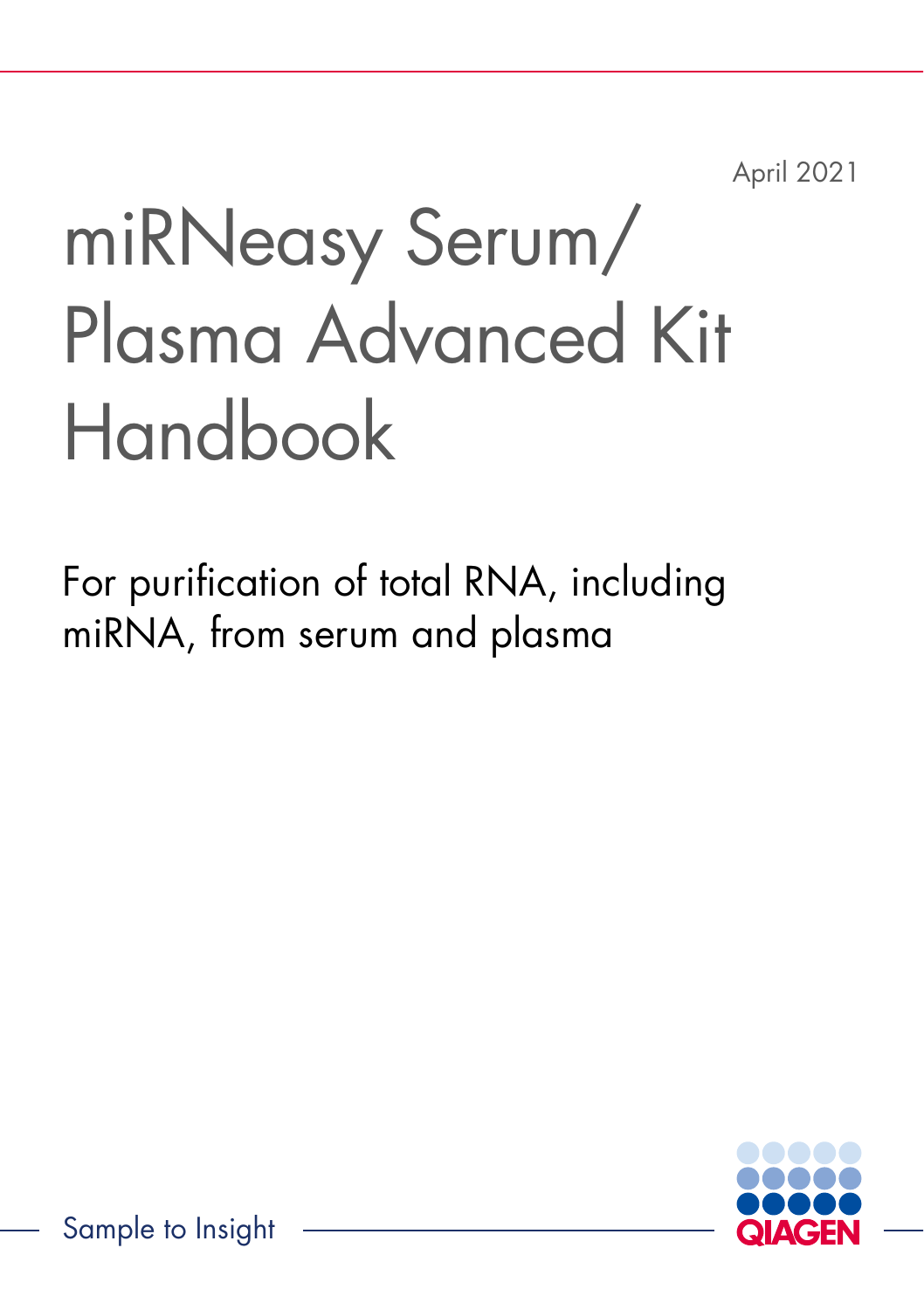April 2021

# miRNeasy Serum/Plasma Advanced Kit Handbook

For purification of total RNA, including miRNA, from serum and plasma

Sample to Insight

QIAGEN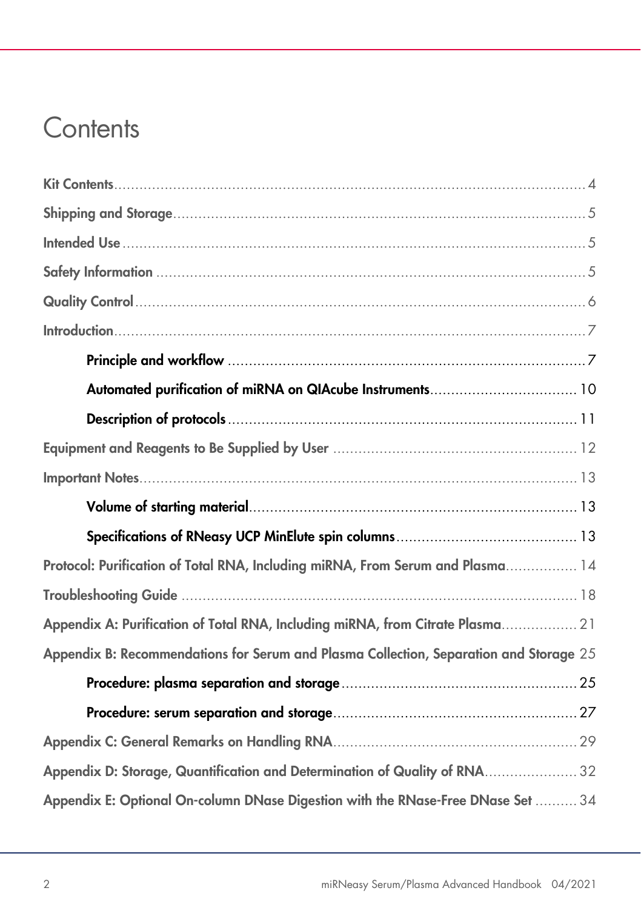# Contents

- Kit Contents ... 4
- Shipping and Storage ... 5
- Intended Use ... 5
- Safety Information ... 5
- Quality Control ... 6
- Introduction ... 7
  - Principle and workflow ... 7
  - Automated purification of miRNA on QIAcube Instruments ... 10
  - Description of protocols ... 11
- Equipment and Reagents to Be Supplied by User ... 12
- Important Notes ... 13
  - Volume of starting material ... 13
  - Specifications of RNeasy UCP MinElute spin columns ... 13
- Protocol: Purification of Total RNA, Including miRNA, From Serum and Plasma ... 14
- Troubleshooting Guide ... 18
- Appendix A: Purification of Total RNA, Including miRNA, from Citrate Plasma ... 21
- Appendix B: Recommendations for Serum and Plasma Collection, Separation and Storage 25
  - Procedure: plasma separation and storage ... 25
  - Procedure: serum separation and storage ... 27
- Appendix C: General Remarks on Handling RNA ... 29
- Appendix D: Storage, Quantification and Determination of Quality of RNA ... 32
- Appendix E: Optional On-column DNase Digestion with the RNase-Free DNase Set ... 34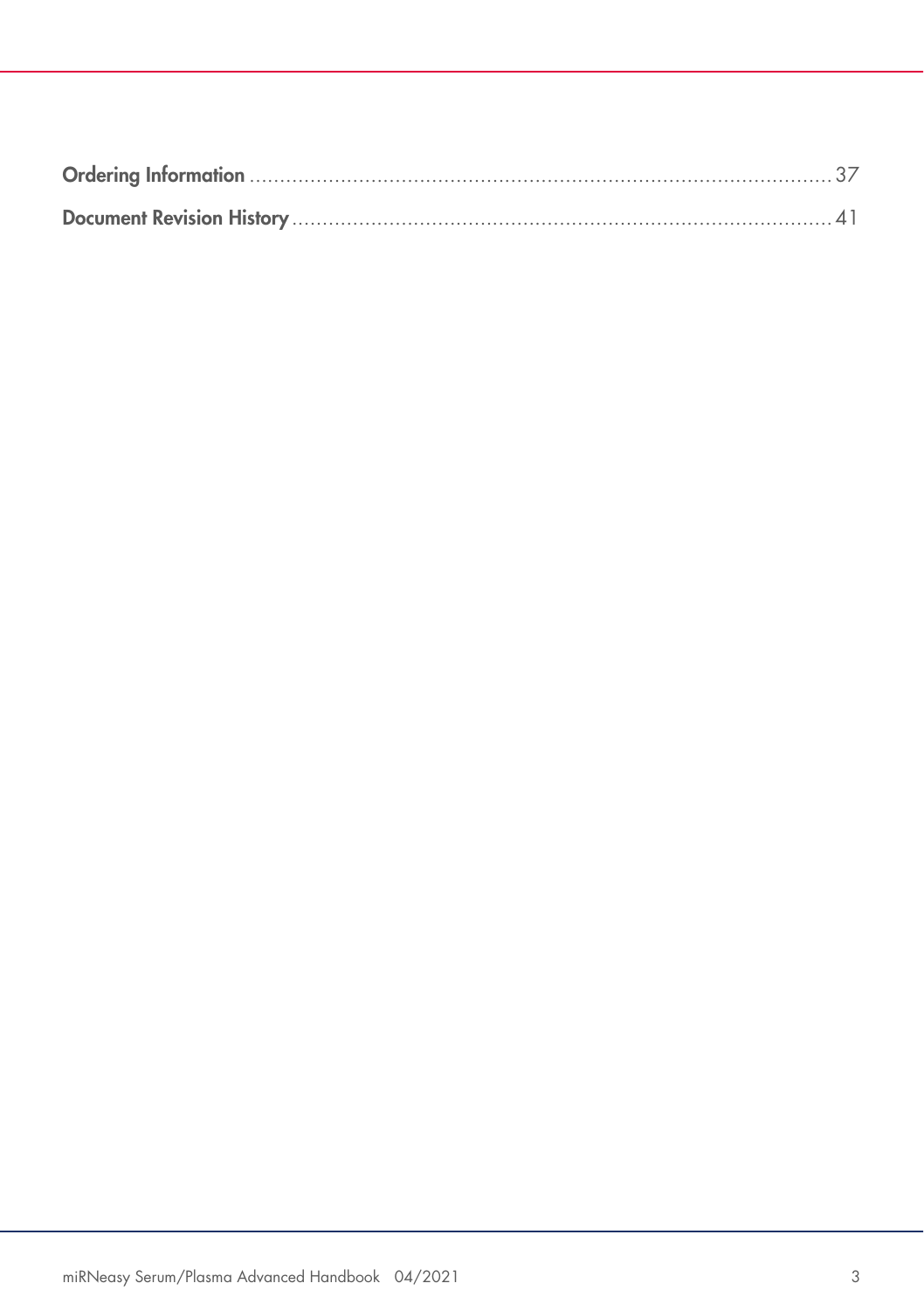**Ordering Information** .................................................................................................. 37

**Document Revision History** ........................................................................................ 41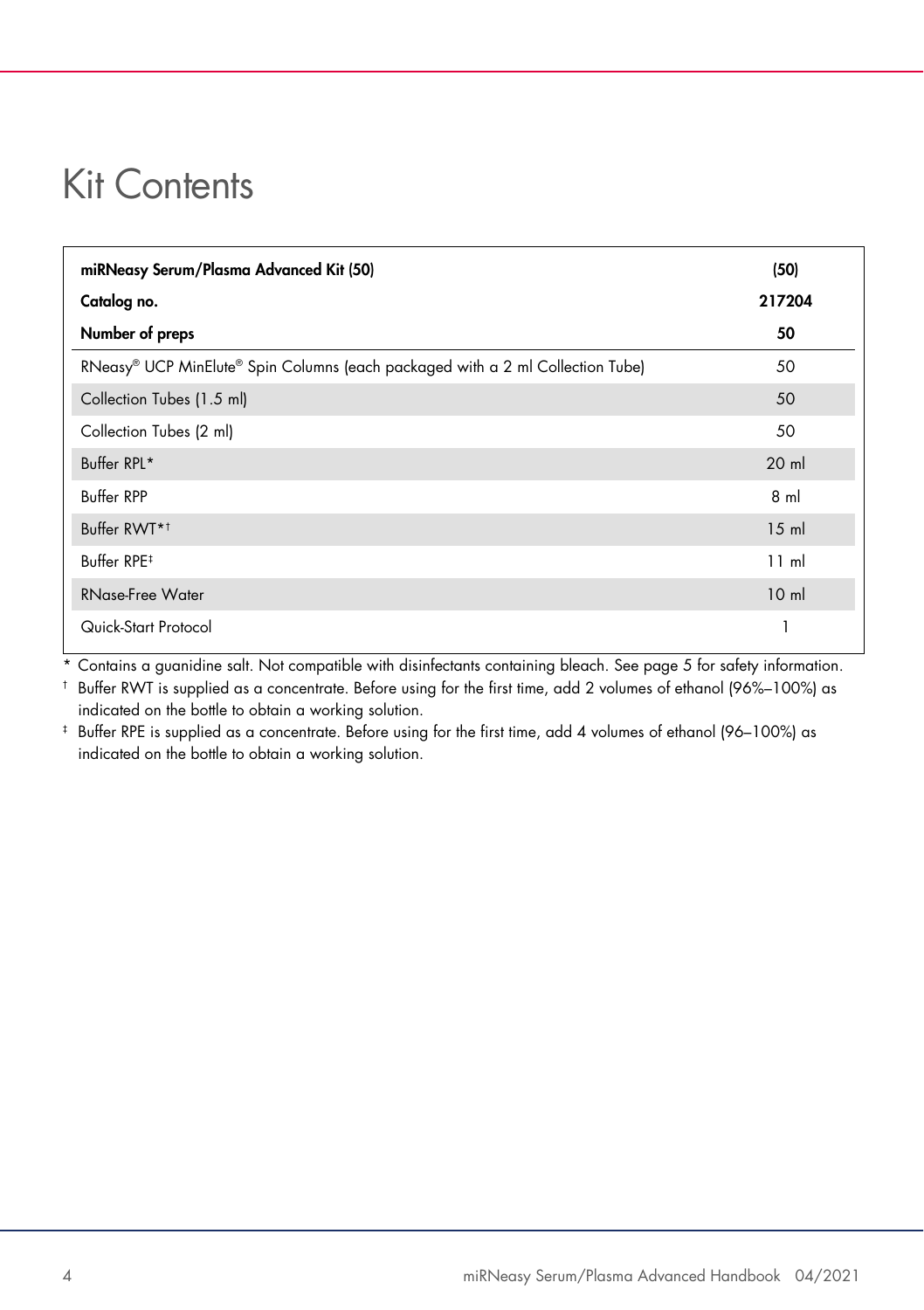# Kit Contents

| miRNeasy Serum/Plasma Advanced Kit (50) | (50) |
|---|---|
| **Catalog no.** | **217204** |
| **Number of preps** | **50** |
| RNeasy® UCP MinElute® Spin Columns (each packaged with a 2 ml Collection Tube) | 50 |
| Collection Tubes (1.5 ml) | 50 |
| Collection Tubes (2 ml) | 50 |
| Buffer RPL* | 20 ml |
| Buffer RPP | 8 ml |
| Buffer RWT*† | 15 ml |
| Buffer RPE‡ | 11 ml |
| RNase-Free Water | 10 ml |
| Quick-Start Protocol | 1 |

\* Contains a guanidine salt. Not compatible with disinfectants containing bleach. See page 5 for safety information.

† Buffer RWT is supplied as a concentrate. Before using for the first time, add 2 volumes of ethanol (96%–100%) as indicated on the bottle to obtain a working solution.

‡ Buffer RPE is supplied as a concentrate. Before using for the first time, add 4 volumes of ethanol (96–100%) as indicated on the bottle to obtain a working solution.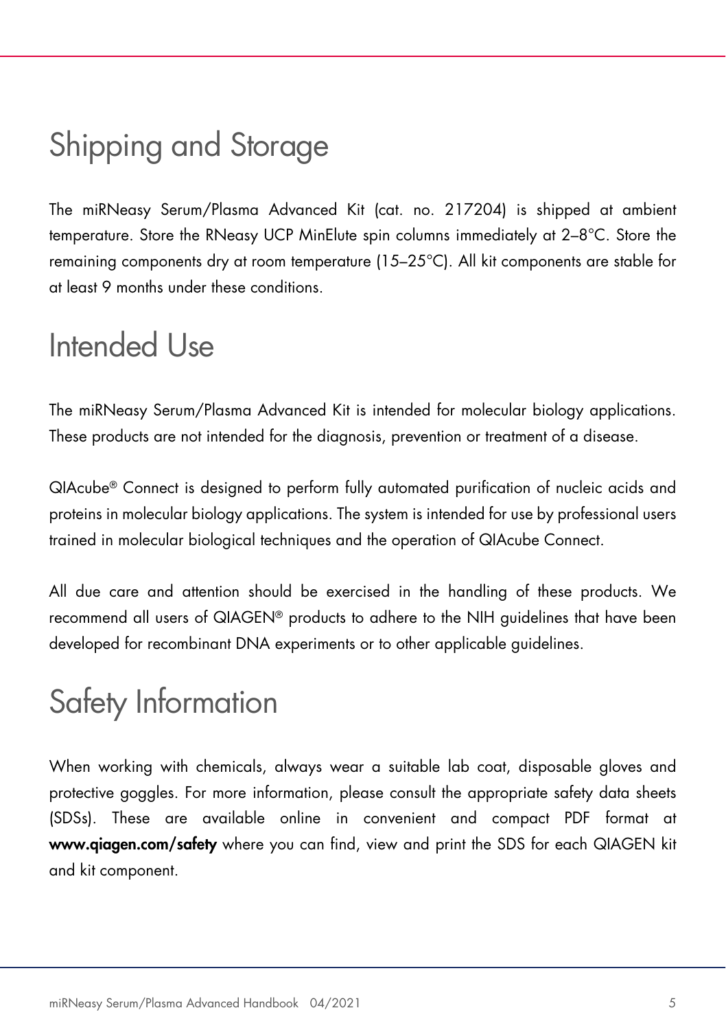# Shipping and Storage

The miRNeasy Serum/Plasma Advanced Kit (cat. no. 217204) is shipped at ambient temperature. Store the RNeasy UCP MinElute spin columns immediately at 2–8°C. Store the remaining components dry at room temperature (15–25°C). All kit components are stable for at least 9 months under these conditions.

# Intended Use

The miRNeasy Serum/Plasma Advanced Kit is intended for molecular biology applications. These products are not intended for the diagnosis, prevention or treatment of a disease.

QIAcube® Connect is designed to perform fully automated purification of nucleic acids and proteins in molecular biology applications. The system is intended for use by professional users trained in molecular biological techniques and the operation of QIAcube Connect.

All due care and attention should be exercised in the handling of these products. We recommend all users of QIAGEN® products to adhere to the NIH guidelines that have been developed for recombinant DNA experiments or to other applicable guidelines.

# Safety Information

When working with chemicals, always wear a suitable lab coat, disposable gloves and protective goggles. For more information, please consult the appropriate safety data sheets (SDSs). These are available online in convenient and compact PDF format at **www.qiagen.com/safety** where you can find, view and print the SDS for each QIAGEN kit and kit component.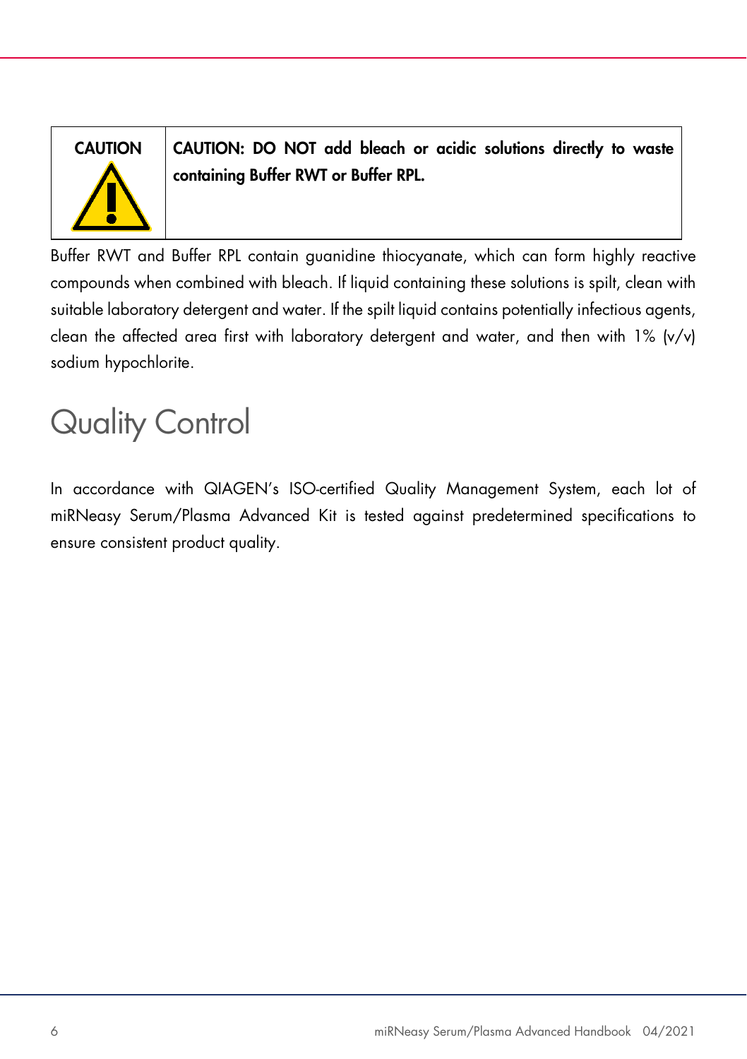| CAUTION | **CAUTION: DO NOT add bleach or acidic solutions directly to waste containing Buffer RWT or Buffer RPL.** |
| --- | --- |

Buffer RWT and Buffer RPL contain guanidine thiocyanate, which can form highly reactive compounds when combined with bleach. If liquid containing these solutions is spilt, clean with suitable laboratory detergent and water. If the spilt liquid contains potentially infectious agents, clean the affected area first with laboratory detergent and water, and then with 1% (v/v) sodium hypochlorite.

# Quality Control

In accordance with QIAGEN's ISO-certified Quality Management System, each lot of miRNeasy Serum/Plasma Advanced Kit is tested against predetermined specifications to ensure consistent product quality.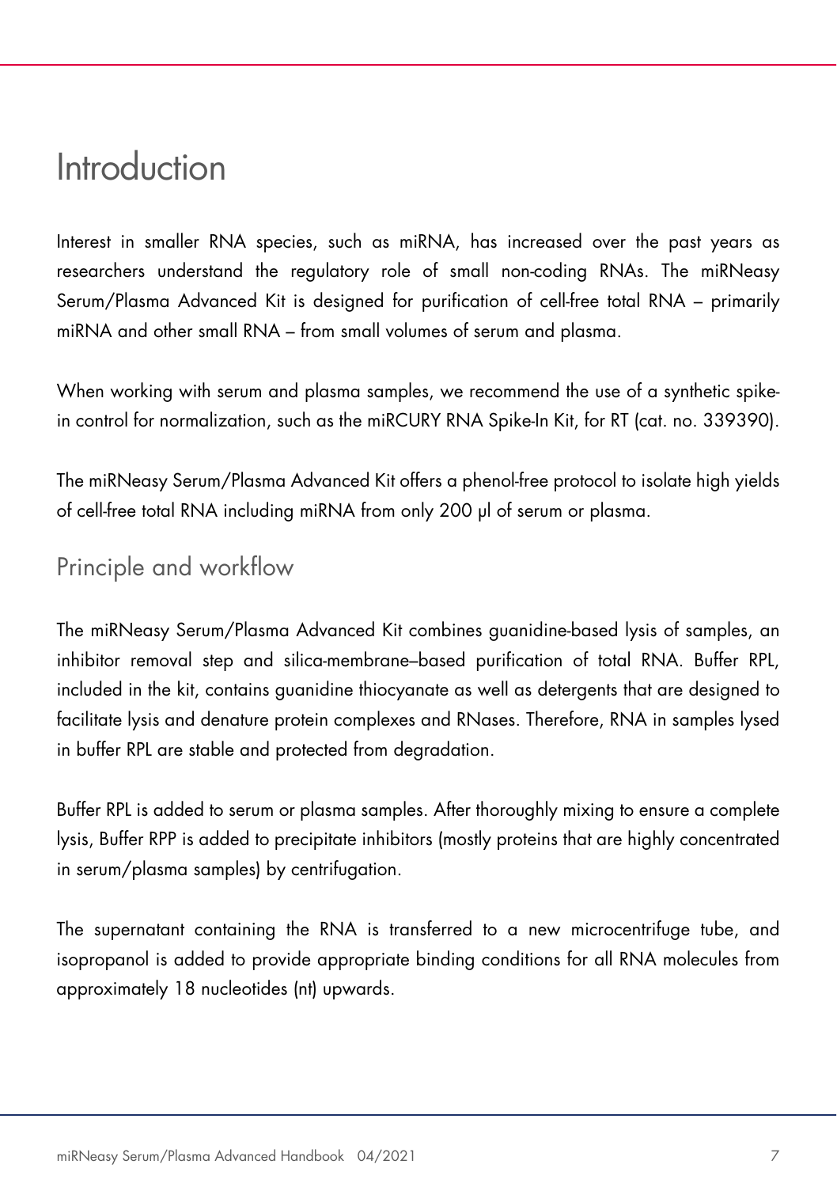# Introduction

Interest in smaller RNA species, such as miRNA, has increased over the past years as researchers understand the regulatory role of small non-coding RNAs. The miRNeasy Serum/Plasma Advanced Kit is designed for purification of cell-free total RNA – primarily miRNA and other small RNA – from small volumes of serum and plasma.

When working with serum and plasma samples, we recommend the use of a synthetic spike-in control for normalization, such as the miRCURY RNA Spike-In Kit, for RT (cat. no. 339390).

The miRNeasy Serum/Plasma Advanced Kit offers a phenol-free protocol to isolate high yields of cell-free total RNA including miRNA from only 200 µl of serum or plasma.

## Principle and workflow

The miRNeasy Serum/Plasma Advanced Kit combines guanidine-based lysis of samples, an inhibitor removal step and silica-membrane–based purification of total RNA. Buffer RPL, included in the kit, contains guanidine thiocyanate as well as detergents that are designed to facilitate lysis and denature protein complexes and RNases. Therefore, RNA in samples lysed in buffer RPL are stable and protected from degradation.

Buffer RPL is added to serum or plasma samples. After thoroughly mixing to ensure a complete lysis, Buffer RPP is added to precipitate inhibitors (mostly proteins that are highly concentrated in serum/plasma samples) by centrifugation.

The supernatant containing the RNA is transferred to a new microcentrifuge tube, and isopropanol is added to provide appropriate binding conditions for all RNA molecules from approximately 18 nucleotides (nt) upwards.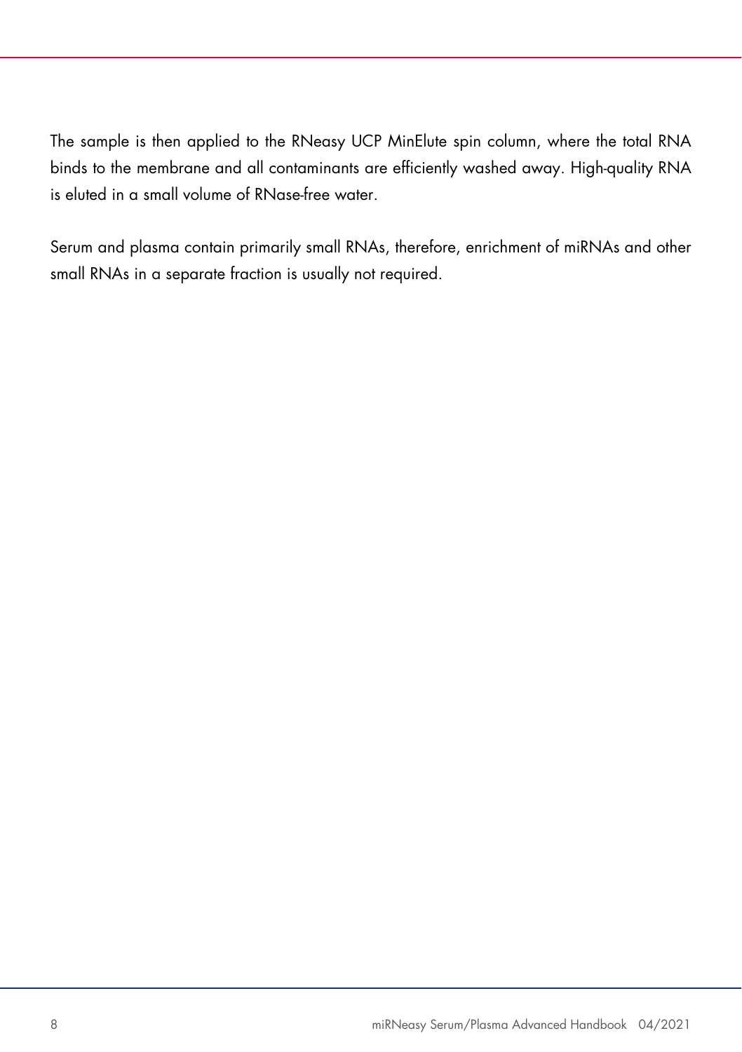The sample is then applied to the RNeasy UCP MinElute spin column, where the total RNA binds to the membrane and all contaminants are efficiently washed away. High-quality RNA is eluted in a small volume of RNase-free water.

Serum and plasma contain primarily small RNAs, therefore, enrichment of miRNAs and other small RNAs in a separate fraction is usually not required.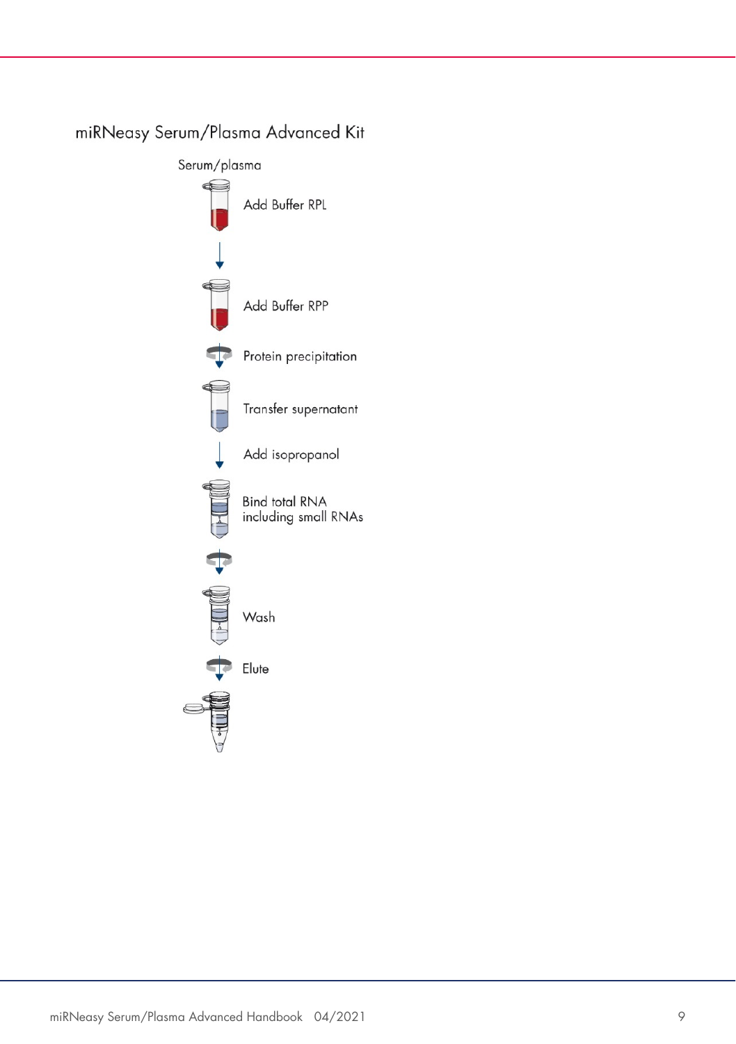miRNeasy Serum/Plasma Advanced Kit

Serum/plasma

Add Buffer RPL

Add Buffer RPP

Protein precipitation

Transfer supernatant

Add isopropanol

Bind total RNA including small RNAs

Wash

Elute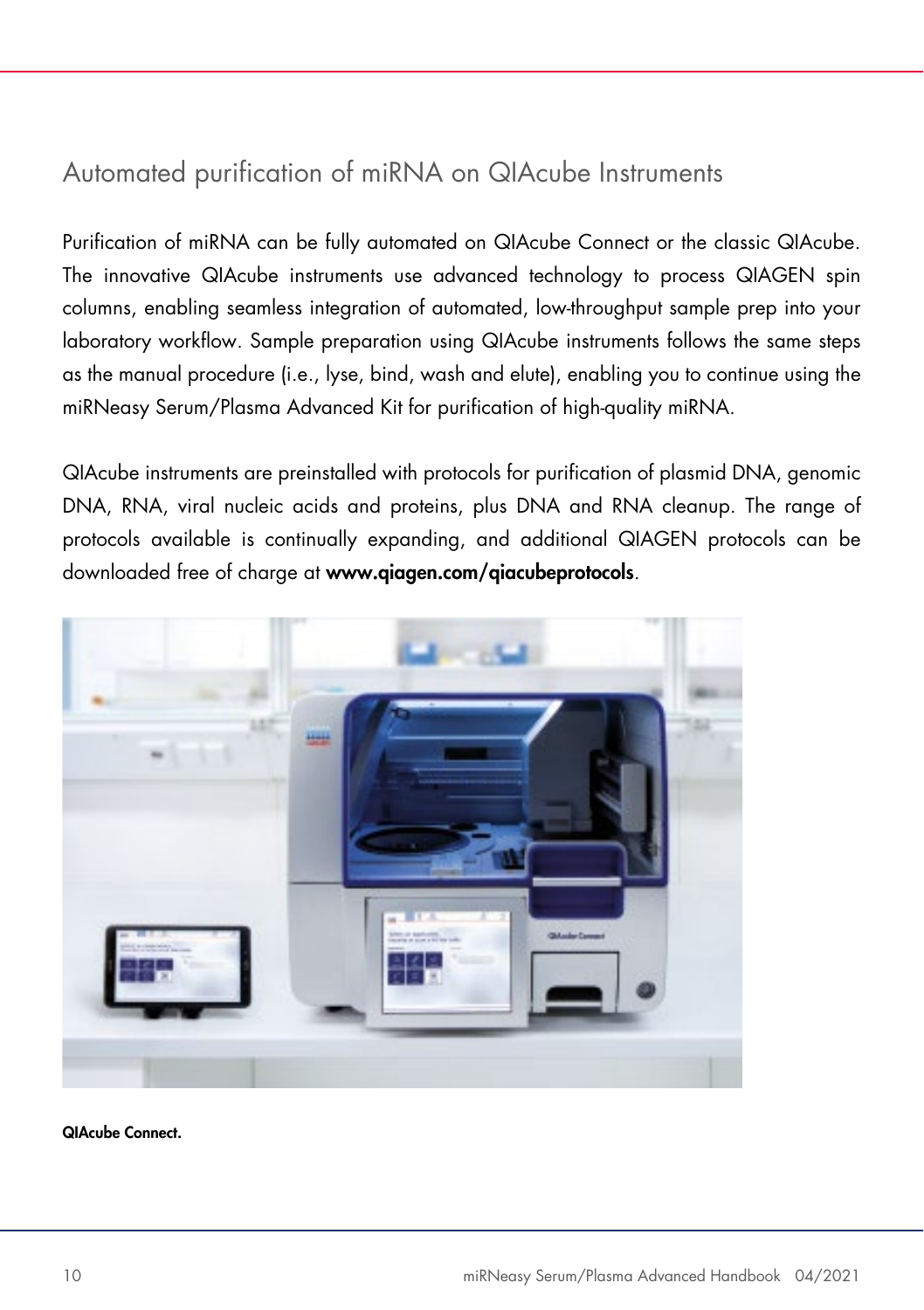## Automated purification of miRNA on QIAcube Instruments

Purification of miRNA can be fully automated on QIAcube Connect or the classic QIAcube. The innovative QIAcube instruments use advanced technology to process QIAGEN spin columns, enabling seamless integration of automated, low-throughput sample prep into your laboratory workflow. Sample preparation using QIAcube instruments follows the same steps as the manual procedure (i.e., lyse, bind, wash and elute), enabling you to continue using the miRNeasy Serum/Plasma Advanced Kit for purification of high-quality miRNA.

QIAcube instruments are preinstalled with protocols for purification of plasmid DNA, genomic DNA, RNA, viral nucleic acids and proteins, plus DNA and RNA cleanup. The range of protocols available is continually expanding, and additional QIAGEN protocols can be downloaded free of charge at **www.qiagen.com/qiacubeprotocols**.

**QIAcube Connect.**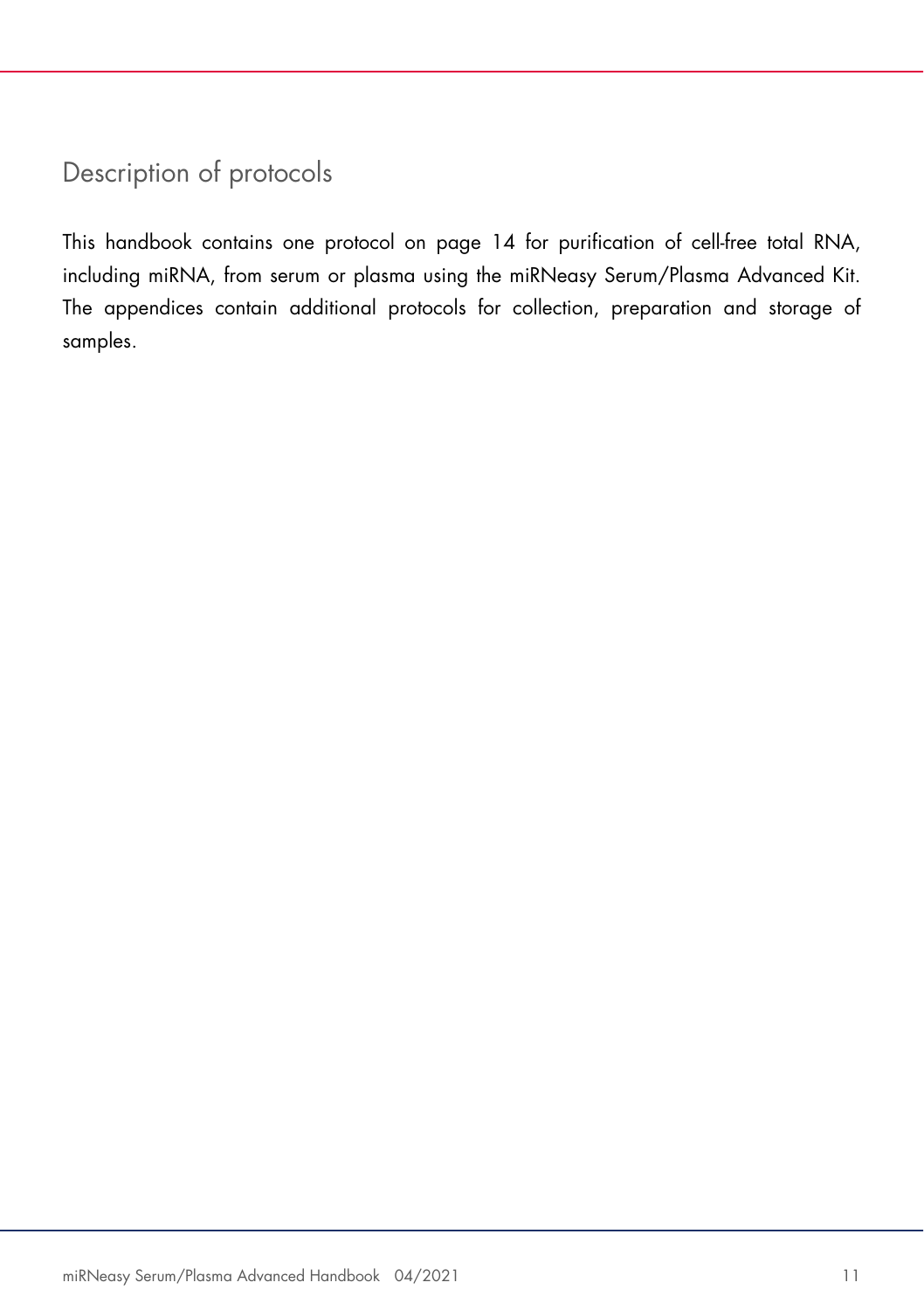## Description of protocols

This handbook contains one protocol on page 14 for purification of cell-free total RNA, including miRNA, from serum or plasma using the miRNeasy Serum/Plasma Advanced Kit. The appendices contain additional protocols for collection, preparation and storage of samples.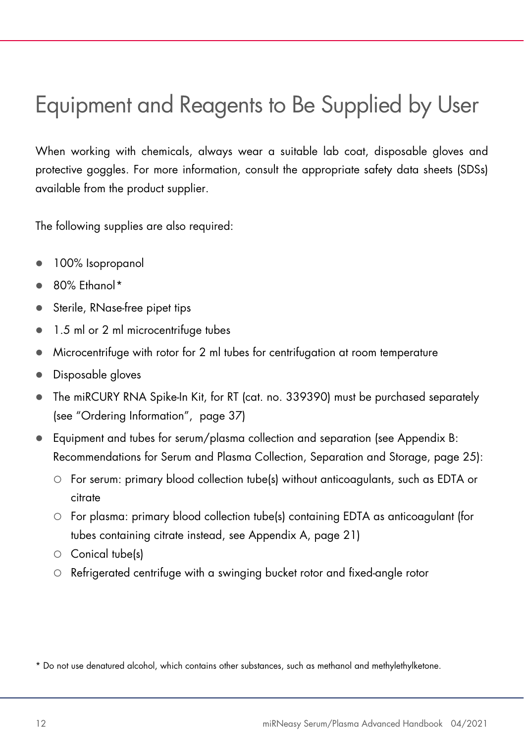# Equipment and Reagents to Be Supplied by User

When working with chemicals, always wear a suitable lab coat, disposable gloves and protective goggles. For more information, consult the appropriate safety data sheets (SDSs) available from the product supplier.

The following supplies are also required:

- 100% Isopropanol
- 80% Ethanol*
- Sterile, RNase-free pipet tips
- 1.5 ml or 2 ml microcentrifuge tubes
- Microcentrifuge with rotor for 2 ml tubes for centrifugation at room temperature
- Disposable gloves
- The miRCURY RNA Spike-In Kit, for RT (cat. no. 339390) must be purchased separately (see "Ordering Information", page 37)
- Equipment and tubes for serum/plasma collection and separation (see Appendix B: Recommendations for Serum and Plasma Collection, Separation and Storage, page 25):
  - For serum: primary blood collection tube(s) without anticoagulants, such as EDTA or citrate
  - For plasma: primary blood collection tube(s) containing EDTA as anticoagulant (for tubes containing citrate instead, see Appendix A, page 21)
  - Conical tube(s)
  - Refrigerated centrifuge with a swinging bucket rotor and fixed-angle rotor

* Do not use denatured alcohol, which contains other substances, such as methanol and methylethylketone.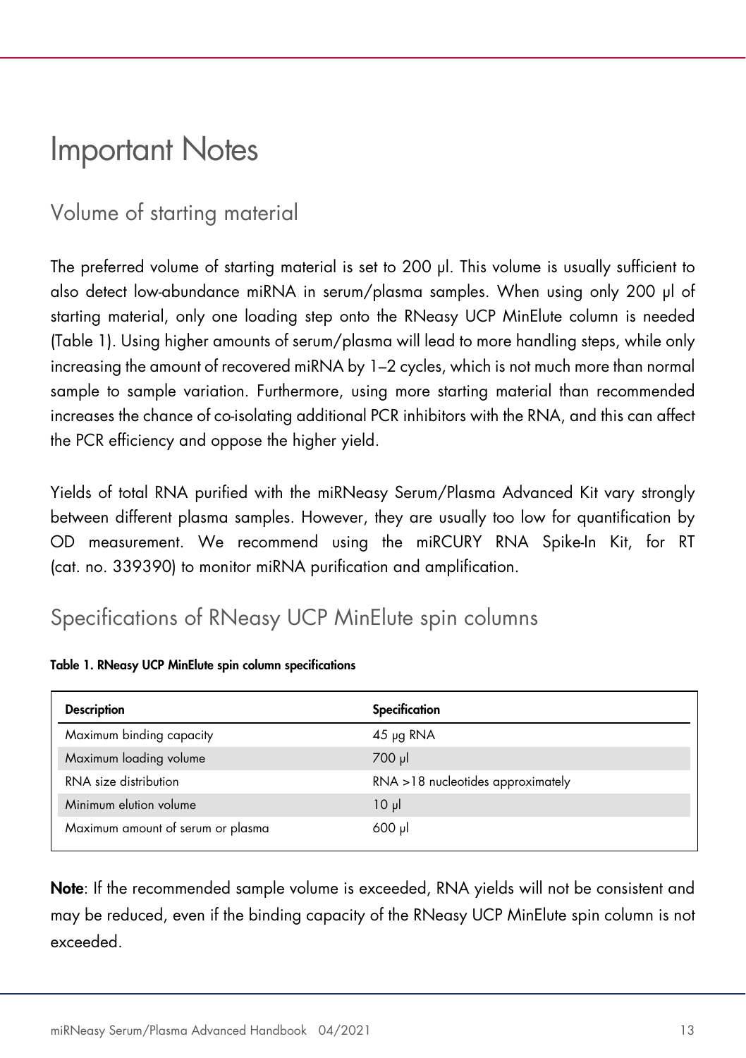# Important Notes

## Volume of starting material

The preferred volume of starting material is set to 200 µl. This volume is usually sufficient to also detect low-abundance miRNA in serum/plasma samples. When using only 200 µl of starting material, only one loading step onto the RNeasy UCP MinElute column is needed (Table 1). Using higher amounts of serum/plasma will lead to more handling steps, while only increasing the amount of recovered miRNA by 1–2 cycles, which is not much more than normal sample to sample variation. Furthermore, using more starting material than recommended increases the chance of co-isolating additional PCR inhibitors with the RNA, and this can affect the PCR efficiency and oppose the higher yield.

Yields of total RNA purified with the miRNeasy Serum/Plasma Advanced Kit vary strongly between different plasma samples. However, they are usually too low for quantification by OD measurement. We recommend using the miRCURY RNA Spike-In Kit, for RT (cat. no. 339390) to monitor miRNA purification and amplification.

## Specifications of RNeasy UCP MinElute spin columns

**Table 1. RNeasy UCP MinElute spin column specifications**

| Description | Specification |
|---|---|
| Maximum binding capacity | 45 µg RNA |
| Maximum loading volume | 700 µl |
| RNA size distribution | RNA >18 nucleotides approximately |
| Minimum elution volume | 10 µl |
| Maximum amount of serum or plasma | 600 µl |

**Note**: If the recommended sample volume is exceeded, RNA yields will not be consistent and may be reduced, even if the binding capacity of the RNeasy UCP MinElute spin column is not exceeded.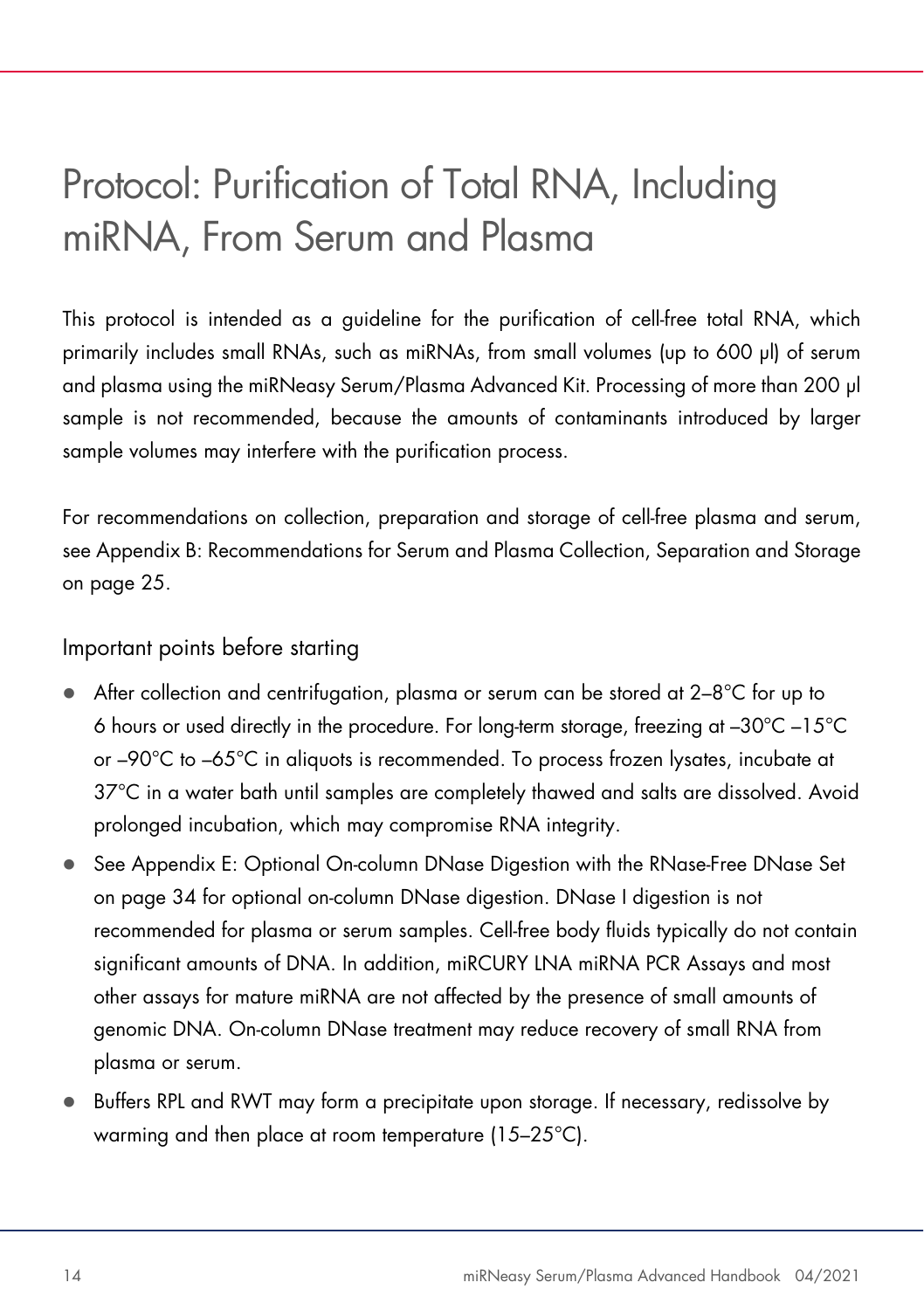# Protocol: Purification of Total RNA, Including miRNA, From Serum and Plasma

This protocol is intended as a guideline for the purification of cell-free total RNA, which primarily includes small RNAs, such as miRNAs, from small volumes (up to 600 µl) of serum and plasma using the miRNeasy Serum/Plasma Advanced Kit. Processing of more than 200 µl sample is not recommended, because the amounts of contaminants introduced by larger sample volumes may interfere with the purification process.

For recommendations on collection, preparation and storage of cell-free plasma and serum, see Appendix B: Recommendations for Serum and Plasma Collection, Separation and Storage on page 25.

## Important points before starting

- After collection and centrifugation, plasma or serum can be stored at 2–8°C for up to 6 hours or used directly in the procedure. For long-term storage, freezing at –30°C –15°C or –90°C to –65°C in aliquots is recommended. To process frozen lysates, incubate at 37°C in a water bath until samples are completely thawed and salts are dissolved. Avoid prolonged incubation, which may compromise RNA integrity.
- See Appendix E: Optional On-column DNase Digestion with the RNase-Free DNase Set on page 34 for optional on-column DNase digestion. DNase I digestion is not recommended for plasma or serum samples. Cell-free body fluids typically do not contain significant amounts of DNA. In addition, miRCURY LNA miRNA PCR Assays and most other assays for mature miRNA are not affected by the presence of small amounts of genomic DNA. On-column DNase treatment may reduce recovery of small RNA from plasma or serum.
- Buffers RPL and RWT may form a precipitate upon storage. If necessary, redissolve by warming and then place at room temperature (15–25°C).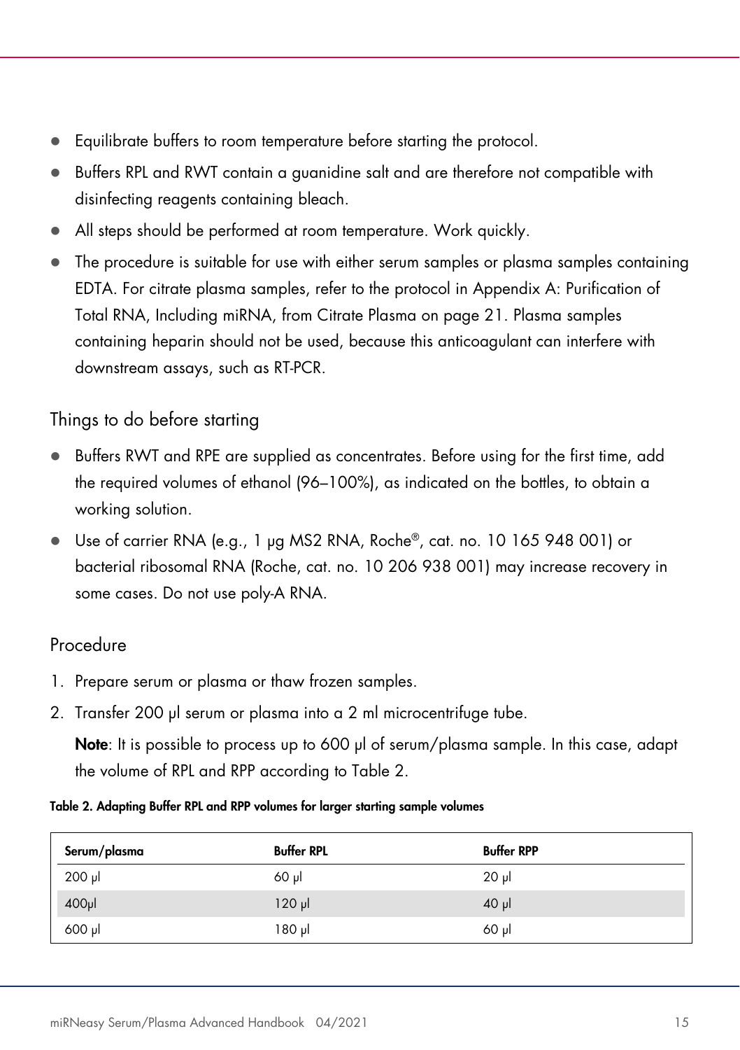- Equilibrate buffers to room temperature before starting the protocol.
- Buffers RPL and RWT contain a guanidine salt and are therefore not compatible with disinfecting reagents containing bleach.
- All steps should be performed at room temperature. Work quickly.
- The procedure is suitable for use with either serum samples or plasma samples containing EDTA. For citrate plasma samples, refer to the protocol in Appendix A: Purification of Total RNA, Including miRNA, from Citrate Plasma on page 21. Plasma samples containing heparin should not be used, because this anticoagulant can interfere with downstream assays, such as RT-PCR.

## Things to do before starting

- Buffers RWT and RPE are supplied as concentrates. Before using for the first time, add the required volumes of ethanol (96–100%), as indicated on the bottles, to obtain a working solution.
- Use of carrier RNA (e.g., 1 µg MS2 RNA, Roche®, cat. no. 10 165 948 001) or bacterial ribosomal RNA (Roche, cat. no. 10 206 938 001) may increase recovery in some cases. Do not use poly-A RNA.

## Procedure

1. Prepare serum or plasma or thaw frozen samples.
2. Transfer 200 µl serum or plasma into a 2 ml microcentrifuge tube.

   **Note**: It is possible to process up to 600 µl of serum/plasma sample. In this case, adapt the volume of RPL and RPP according to Table 2.

**Table 2. Adapting Buffer RPL and RPP volumes for larger starting sample volumes**

| Serum/plasma | Buffer RPL | Buffer RPP |
|---|---|---|
| 200 µl | 60 µl | 20 µl |
| 400µl | 120 µl | 40 µl |
| 600 µl | 180 µl | 60 µl |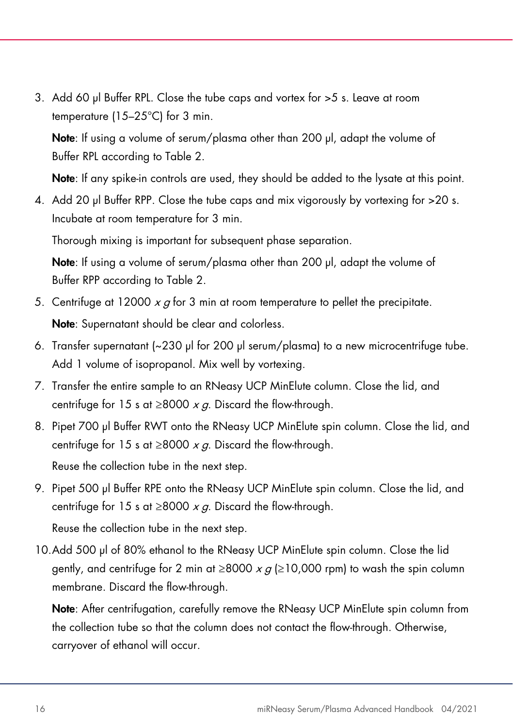3. Add 60 µl Buffer RPL. Close the tube caps and vortex for >5 s. Leave at room temperature (15–25°C) for 3 min.

   **Note**: If using a volume of serum/plasma other than 200 µl, adapt the volume of Buffer RPL according to Table 2.

   **Note**: If any spike-in controls are used, they should be added to the lysate at this point.

4. Add 20 µl Buffer RPP. Close the tube caps and mix vigorously by vortexing for >20 s. Incubate at room temperature for 3 min.

   Thorough mixing is important for subsequent phase separation.

   **Note**: If using a volume of serum/plasma other than 200 µl, adapt the volume of Buffer RPP according to Table 2.

5. Centrifuge at 12000 *x g* for 3 min at room temperature to pellet the precipitate.

   **Note**: Supernatant should be clear and colorless.

6. Transfer supernatant (~230 µl for 200 µl serum/plasma) to a new microcentrifuge tube. Add 1 volume of isopropanol. Mix well by vortexing.

7. Transfer the entire sample to an RNeasy UCP MinElute column. Close the lid, and centrifuge for 15 s at ≥8000 *x g*. Discard the flow-through.

8. Pipet 700 µl Buffer RWT onto the RNeasy UCP MinElute spin column. Close the lid, and centrifuge for 15 s at ≥8000 *x g*. Discard the flow-through.

   Reuse the collection tube in the next step.

9. Pipet 500 µl Buffer RPE onto the RNeasy UCP MinElute spin column. Close the lid, and centrifuge for 15 s at ≥8000 *x g*. Discard the flow-through.

   Reuse the collection tube in the next step.

10. Add 500 µl of 80% ethanol to the RNeasy UCP MinElute spin column. Close the lid gently, and centrifuge for 2 min at ≥8000 *x g* (≥10,000 rpm) to wash the spin column membrane. Discard the flow-through.

    **Note**: After centrifugation, carefully remove the RNeasy UCP MinElute spin column from the collection tube so that the column does not contact the flow-through. Otherwise, carryover of ethanol will occur.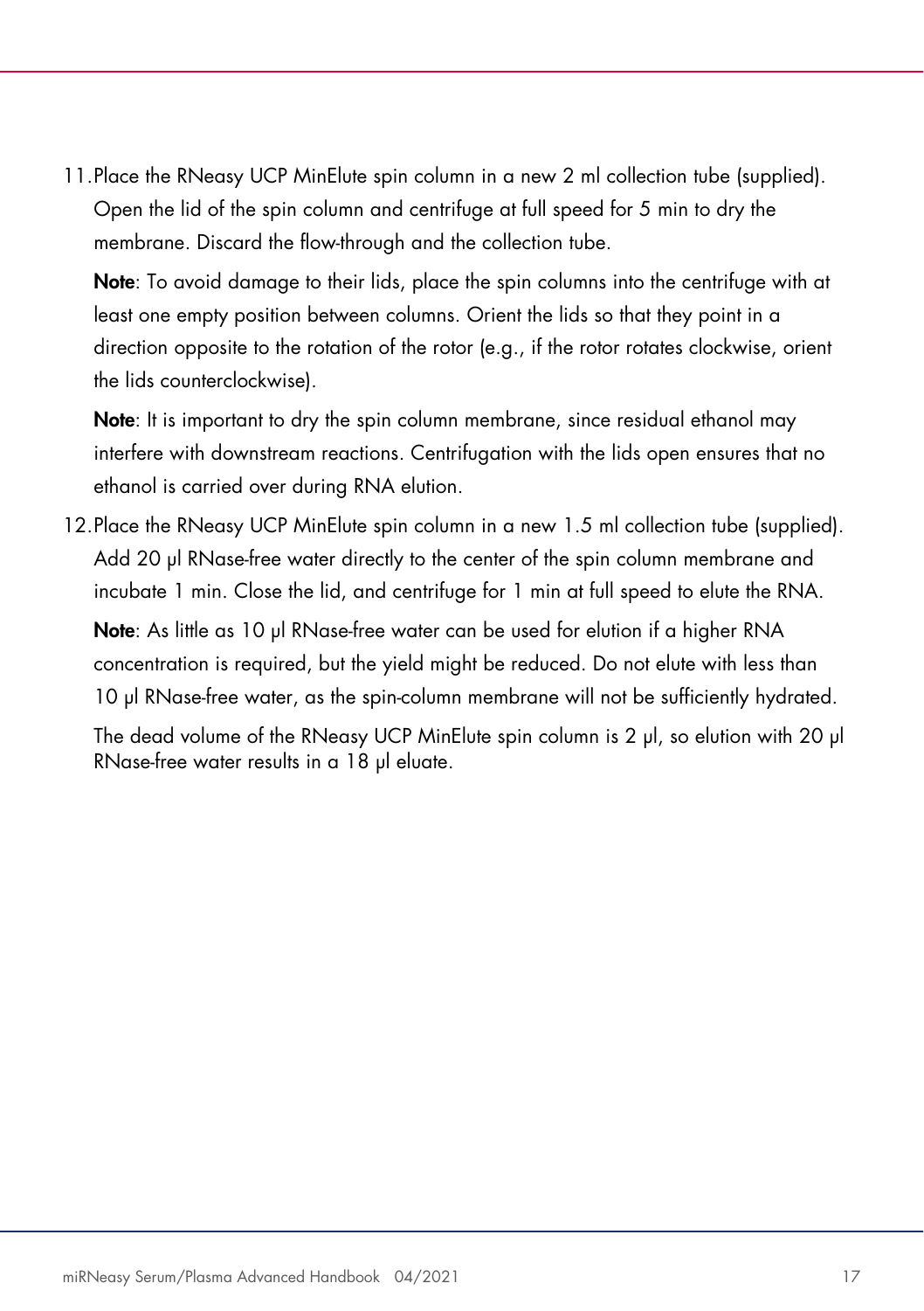11. Place the RNeasy UCP MinElute spin column in a new 2 ml collection tube (supplied). Open the lid of the spin column and centrifuge at full speed for 5 min to dry the membrane. Discard the flow-through and the collection tube.

    **Note**: To avoid damage to their lids, place the spin columns into the centrifuge with at least one empty position between columns. Orient the lids so that they point in a direction opposite to the rotation of the rotor (e.g., if the rotor rotates clockwise, orient the lids counterclockwise).

    **Note**: It is important to dry the spin column membrane, since residual ethanol may interfere with downstream reactions. Centrifugation with the lids open ensures that no ethanol is carried over during RNA elution.

12. Place the RNeasy UCP MinElute spin column in a new 1.5 ml collection tube (supplied). Add 20 µl RNase-free water directly to the center of the spin column membrane and incubate 1 min. Close the lid, and centrifuge for 1 min at full speed to elute the RNA.

    **Note**: As little as 10 µl RNase-free water can be used for elution if a higher RNA concentration is required, but the yield might be reduced. Do not elute with less than 10 µl RNase-free water, as the spin-column membrane will not be sufficiently hydrated.

    The dead volume of the RNeasy UCP MinElute spin column is 2 µl, so elution with 20 µl RNase-free water results in a 18 µl eluate.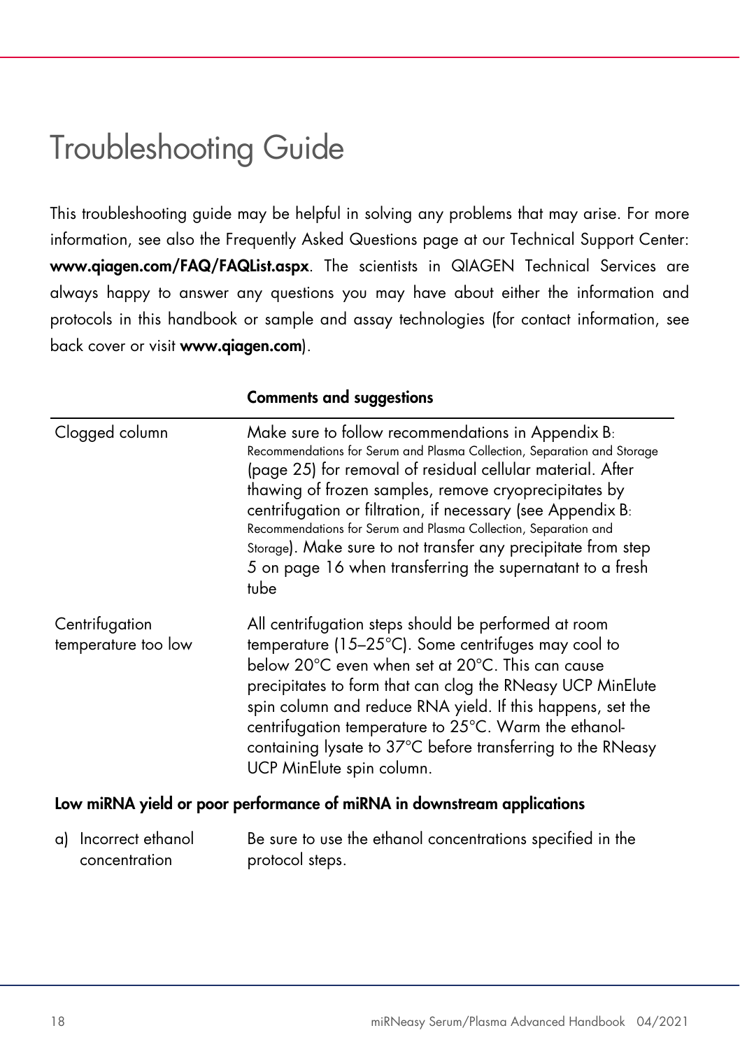# Troubleshooting Guide

This troubleshooting guide may be helpful in solving any problems that may arise. For more information, see also the Frequently Asked Questions page at our Technical Support Center: **www.qiagen.com/FAQ/FAQList.aspx**. The scientists in QIAGEN Technical Services are always happy to answer any questions you may have about either the information and protocols in this handbook or sample and assay technologies (for contact information, see back cover or visit **www.qiagen.com**).

| | **Comments and suggestions** |
|---|---|
| Clogged column | Make sure to follow recommendations in Appendix B: Recommendations for Serum and Plasma Collection, Separation and Storage (page 25) for removal of residual cellular material. After thawing of frozen samples, remove cryoprecipitates by centrifugation or filtration, if necessary (see Appendix B: Recommendations for Serum and Plasma Collection, Separation and Storage). Make sure to not transfer any precipitate from step 5 on page 16 when transferring the supernatant to a fresh tube |
| Centrifugation temperature too low | All centrifugation steps should be performed at room temperature (15–25°C). Some centrifuges may cool to below 20°C even when set at 20°C. This can cause precipitates to form that can clog the RNeasy UCP MinElute spin column and reduce RNA yield. If this happens, set the centrifugation temperature to 25°C. Warm the ethanol-containing lysate to 37°C before transferring to the RNeasy UCP MinElute spin column. |
| **Low miRNA yield or poor performance of miRNA in downstream applications** | |
| a) Incorrect ethanol concentration | Be sure to use the ethanol concentrations specified in the protocol steps. |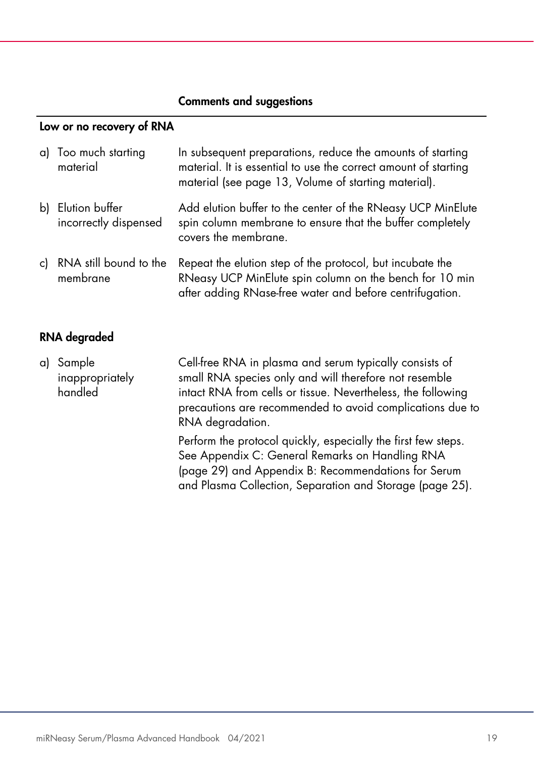| | Comments and suggestions |
|---|---|
| **Low or no recovery of RNA** | |
| a) Too much starting material | In subsequent preparations, reduce the amounts of starting material. It is essential to use the correct amount of starting material (see page 13, Volume of starting material). |
| b) Elution buffer incorrectly dispensed | Add elution buffer to the center of the RNeasy UCP MinElute spin column membrane to ensure that the buffer completely covers the membrane. |
| c) RNA still bound to the membrane | Repeat the elution step of the protocol, but incubate the RNeasy UCP MinElute spin column on the bench for 10 min after adding RNase-free water and before centrifugation. |
| **RNA degraded** | |
| a) Sample inappropriately handled | Cell-free RNA in plasma and serum typically consists of small RNA species only and will therefore not resemble intact RNA from cells or tissue. Nevertheless, the following precautions are recommended to avoid complications due to RNA degradation.<br><br>Perform the protocol quickly, especially the first few steps. See Appendix C: General Remarks on Handling RNA (page 29) and Appendix B: Recommendations for Serum and Plasma Collection, Separation and Storage (page 25). |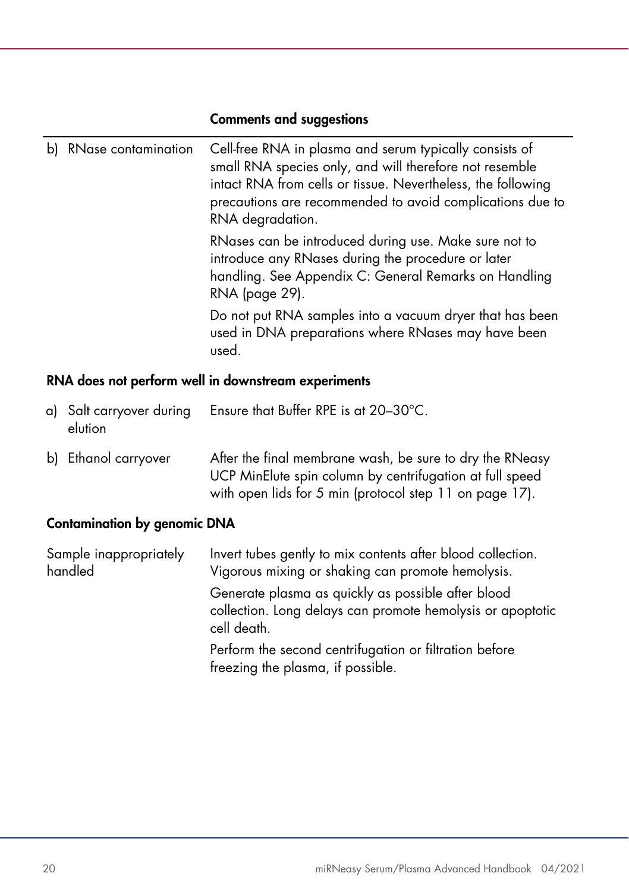| | Comments and suggestions |
|---|---|
| b) RNase contamination | Cell-free RNA in plasma and serum typically consists of small RNA species only, and will therefore not resemble intact RNA from cells or tissue. Nevertheless, the following precautions are recommended to avoid complications due to RNA degradation.<br>RNases can be introduced during use. Make sure not to introduce any RNases during the procedure or later handling. See Appendix C: General Remarks on Handling RNA (page 29).<br>Do not put RNA samples into a vacuum dryer that has been used in DNA preparations where RNases may have been used. |
| **RNA does not perform well in downstream experiments** | |
| a) Salt carryover during elution | Ensure that Buffer RPE is at 20–30°C. |
| b) Ethanol carryover | After the final membrane wash, be sure to dry the RNeasy UCP MinElute spin column by centrifugation at full speed with open lids for 5 min (protocol step 11 on page 17). |
| **Contamination by genomic DNA** | |
| Sample inappropriately handled | Invert tubes gently to mix contents after blood collection. Vigorous mixing or shaking can promote hemolysis.<br>Generate plasma as quickly as possible after blood collection. Long delays can promote hemolysis or apoptotic cell death.<br>Perform the second centrifugation or filtration before freezing the plasma, if possible. |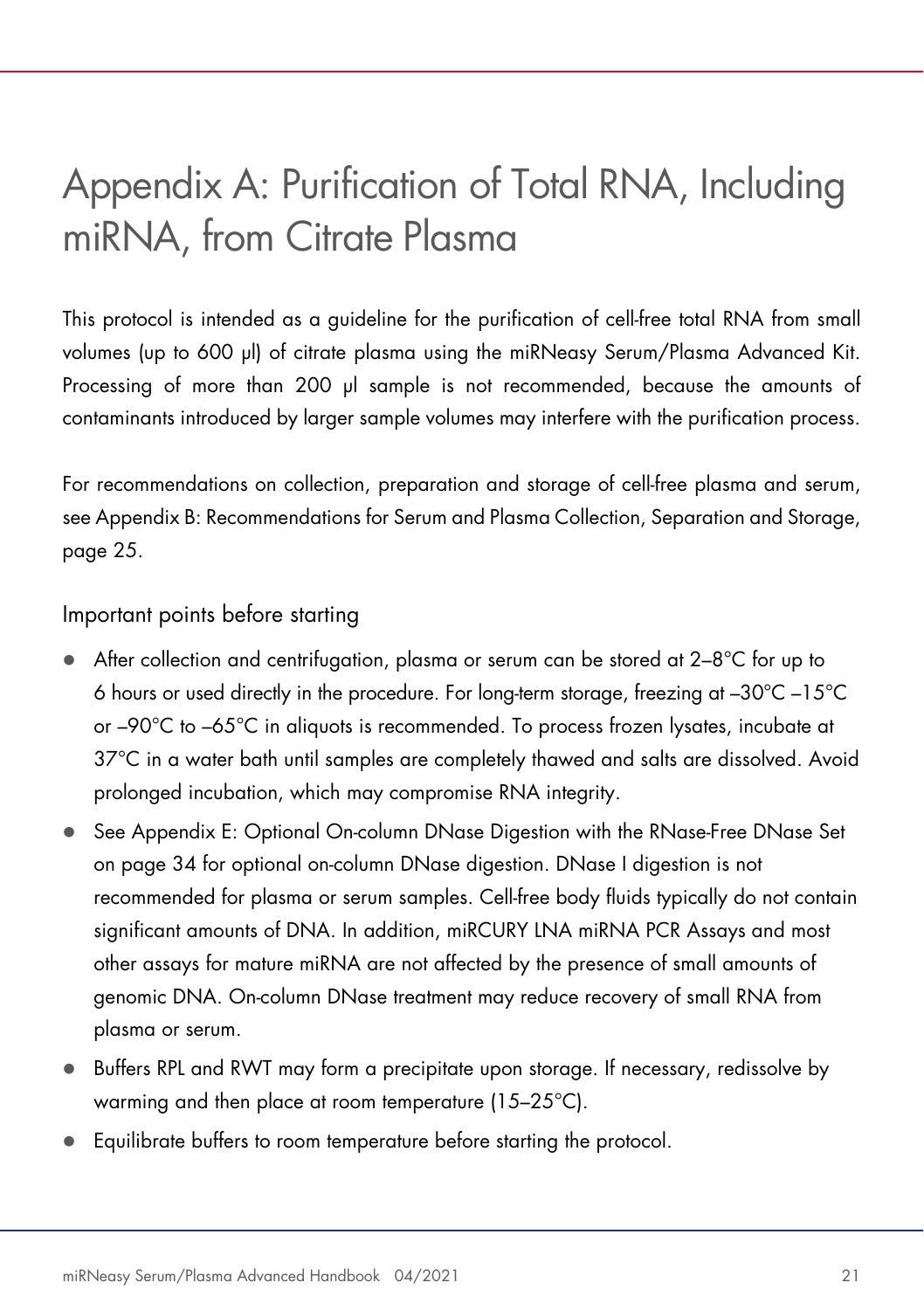# Appendix A: Purification of Total RNA, Including miRNA, from Citrate Plasma

This protocol is intended as a guideline for the purification of cell-free total RNA from small volumes (up to 600 µl) of citrate plasma using the miRNeasy Serum/Plasma Advanced Kit. Processing of more than 200 µl sample is not recommended, because the amounts of contaminants introduced by larger sample volumes may interfere with the purification process.

For recommendations on collection, preparation and storage of cell-free plasma and serum, see Appendix B: Recommendations for Serum and Plasma Collection, Separation and Storage, page 25.

## Important points before starting

- After collection and centrifugation, plasma or serum can be stored at 2–8°C for up to 6 hours or used directly in the procedure. For long-term storage, freezing at –30°C –15°C or –90°C to –65°C in aliquots is recommended. To process frozen lysates, incubate at 37°C in a water bath until samples are completely thawed and salts are dissolved. Avoid prolonged incubation, which may compromise RNA integrity.
- See Appendix E: Optional On-column DNase Digestion with the RNase-Free DNase Set on page 34 for optional on-column DNase digestion. DNase I digestion is not recommended for plasma or serum samples. Cell-free body fluids typically do not contain significant amounts of DNA. In addition, miRCURY LNA miRNA PCR Assays and most other assays for mature miRNA are not affected by the presence of small amounts of genomic DNA. On-column DNase treatment may reduce recovery of small RNA from plasma or serum.
- Buffers RPL and RWT may form a precipitate upon storage. If necessary, redissolve by warming and then place at room temperature (15–25°C).
- Equilibrate buffers to room temperature before starting the protocol.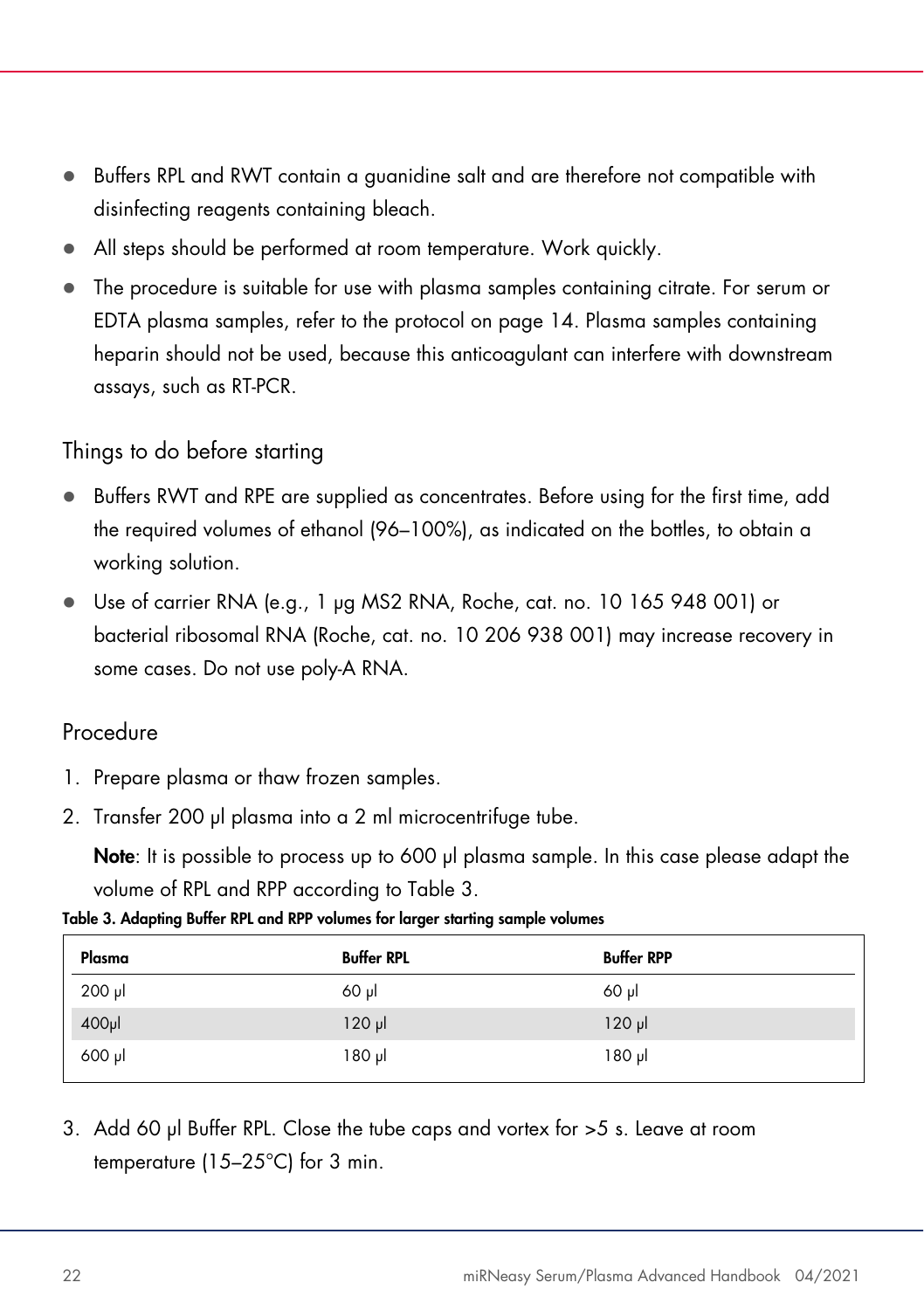- Buffers RPL and RWT contain a guanidine salt and are therefore not compatible with disinfecting reagents containing bleach.
- All steps should be performed at room temperature. Work quickly.
- The procedure is suitable for use with plasma samples containing citrate. For serum or EDTA plasma samples, refer to the protocol on page 14. Plasma samples containing heparin should not be used, because this anticoagulant can interfere with downstream assays, such as RT-PCR.

## Things to do before starting

- Buffers RWT and RPE are supplied as concentrates. Before using for the first time, add the required volumes of ethanol (96–100%), as indicated on the bottles, to obtain a working solution.
- Use of carrier RNA (e.g., 1 µg MS2 RNA, Roche, cat. no. 10 165 948 001) or bacterial ribosomal RNA (Roche, cat. no. 10 206 938 001) may increase recovery in some cases. Do not use poly-A RNA.

## Procedure

1. Prepare plasma or thaw frozen samples.
2. Transfer 200 µl plasma into a 2 ml microcentrifuge tube.

   **Note**: It is possible to process up to 600 µl plasma sample. In this case please adapt the volume of RPL and RPP according to Table 3.

**Table 3. Adapting Buffer RPL and RPP volumes for larger starting sample volumes**

| Plasma | Buffer RPL | Buffer RPP |
|---|---|---|
| 200 µl | 60 µl | 60 µl |
| 400µl | 120 µl | 120 µl |
| 600 µl | 180 µl | 180 µl |

3. Add 60 µl Buffer RPL. Close the tube caps and vortex for >5 s. Leave at room temperature (15–25°C) for 3 min.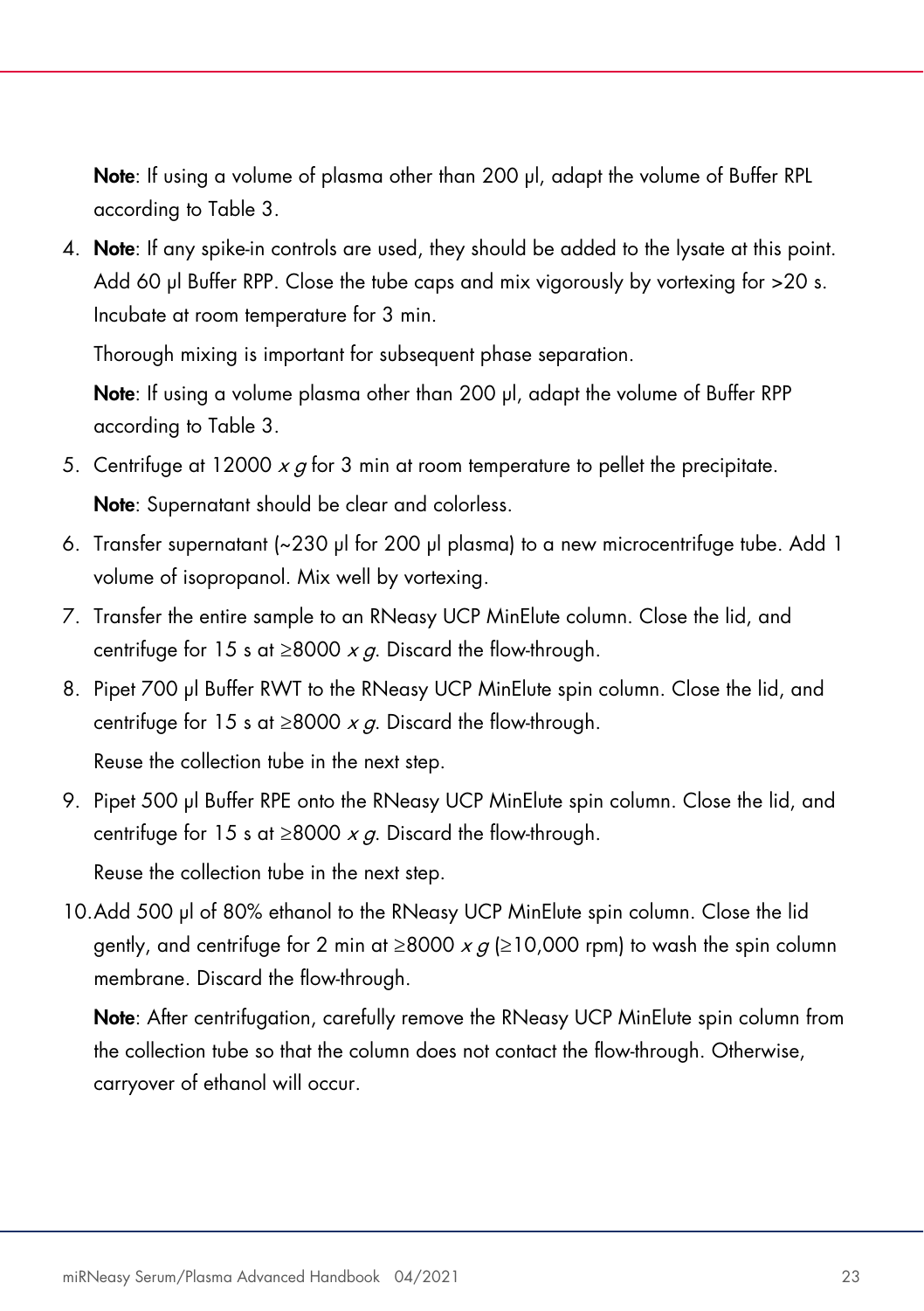**Note**: If using a volume of plasma other than 200 µl, adapt the volume of Buffer RPL according to Table 3.

4. **Note**: If any spike-in controls are used, they should be added to the lysate at this point. Add 60 µl Buffer RPP. Close the tube caps and mix vigorously by vortexing for >20 s. Incubate at room temperature for 3 min.

   Thorough mixing is important for subsequent phase separation.

   **Note**: If using a volume plasma other than 200 µl, adapt the volume of Buffer RPP according to Table 3.

5. Centrifuge at 12000 *x g* for 3 min at room temperature to pellet the precipitate.

   **Note**: Supernatant should be clear and colorless.

6. Transfer supernatant (~230 µl for 200 µl plasma) to a new microcentrifuge tube. Add 1 volume of isopropanol. Mix well by vortexing.

7. Transfer the entire sample to an RNeasy UCP MinElute column. Close the lid, and centrifuge for 15 s at ≥8000 *x g*. Discard the flow-through.

8. Pipet 700 µl Buffer RWT to the RNeasy UCP MinElute spin column. Close the lid, and centrifuge for 15 s at ≥8000 *x g*. Discard the flow-through.

   Reuse the collection tube in the next step.

9. Pipet 500 µl Buffer RPE onto the RNeasy UCP MinElute spin column. Close the lid, and centrifuge for 15 s at ≥8000 *x g*. Discard the flow-through.

   Reuse the collection tube in the next step.

10. Add 500 µl of 80% ethanol to the RNeasy UCP MinElute spin column. Close the lid gently, and centrifuge for 2 min at ≥8000 *x g* (≥10,000 rpm) to wash the spin column membrane. Discard the flow-through.

    **Note**: After centrifugation, carefully remove the RNeasy UCP MinElute spin column from the collection tube so that the column does not contact the flow-through. Otherwise, carryover of ethanol will occur.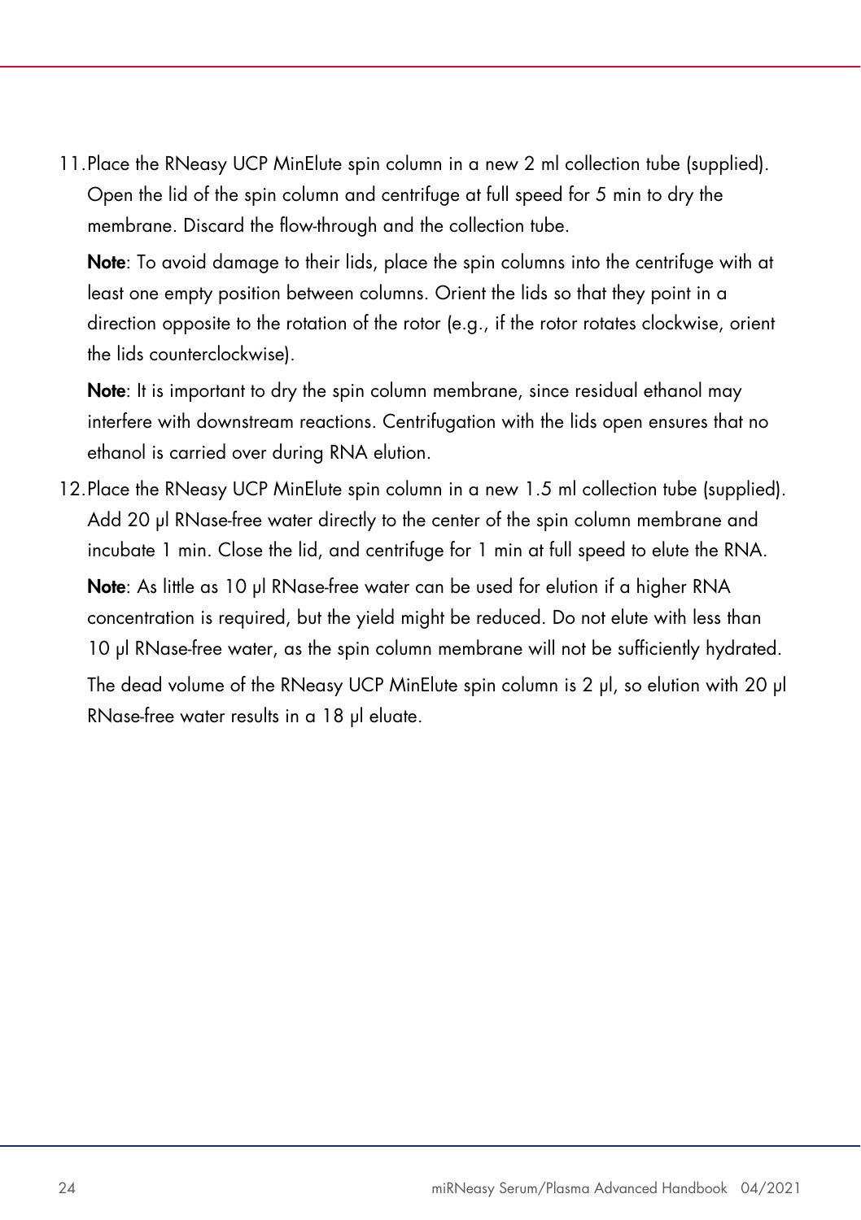11. Place the RNeasy UCP MinElute spin column in a new 2 ml collection tube (supplied). Open the lid of the spin column and centrifuge at full speed for 5 min to dry the membrane. Discard the flow-through and the collection tube.

    **Note**: To avoid damage to their lids, place the spin columns into the centrifuge with at least one empty position between columns. Orient the lids so that they point in a direction opposite to the rotation of the rotor (e.g., if the rotor rotates clockwise, orient the lids counterclockwise).

    **Note**: It is important to dry the spin column membrane, since residual ethanol may interfere with downstream reactions. Centrifugation with the lids open ensures that no ethanol is carried over during RNA elution.

12. Place the RNeasy UCP MinElute spin column in a new 1.5 ml collection tube (supplied). Add 20 µl RNase-free water directly to the center of the spin column membrane and incubate 1 min. Close the lid, and centrifuge for 1 min at full speed to elute the RNA.

    **Note**: As little as 10 µl RNase-free water can be used for elution if a higher RNA concentration is required, but the yield might be reduced. Do not elute with less than 10 µl RNase-free water, as the spin column membrane will not be sufficiently hydrated.

    The dead volume of the RNeasy UCP MinElute spin column is 2 µl, so elution with 20 µl RNase-free water results in a 18 µl eluate.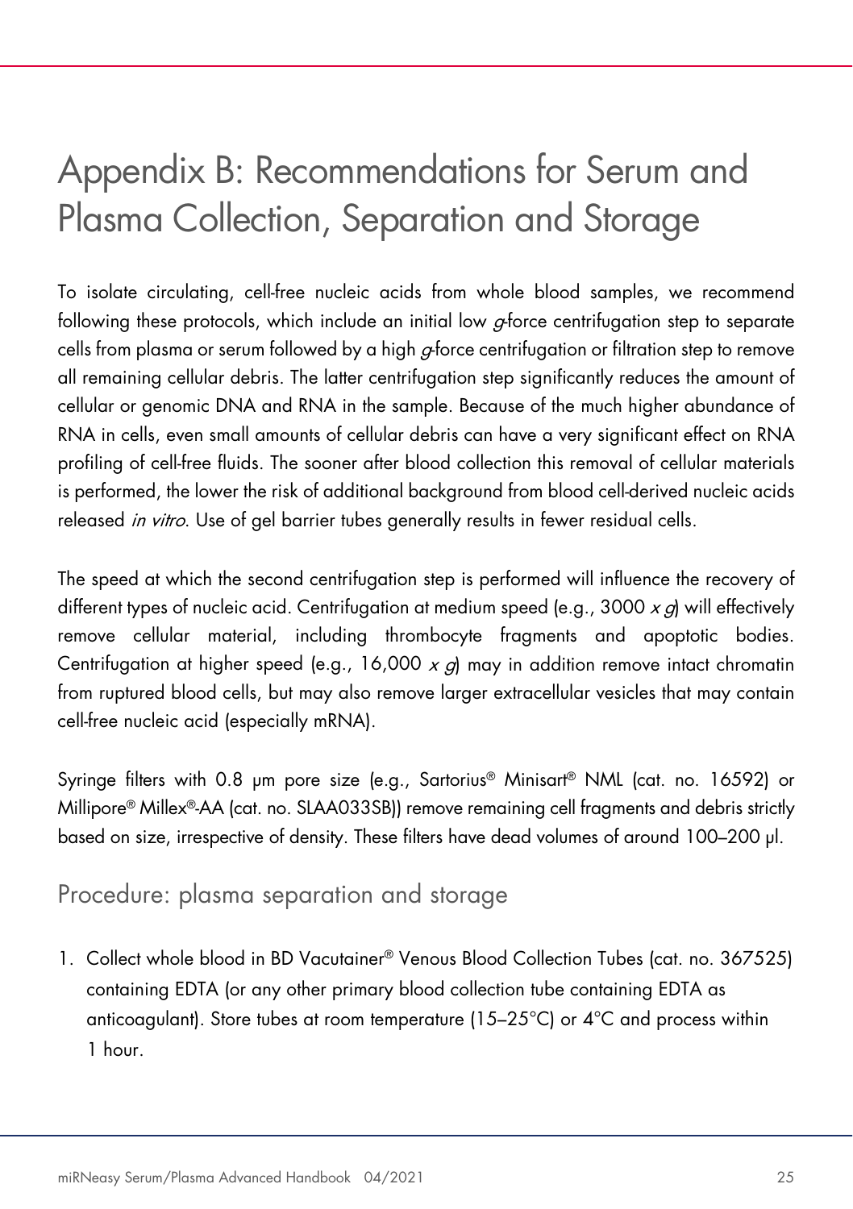# Appendix B: Recommendations for Serum and Plasma Collection, Separation and Storage

To isolate circulating, cell-free nucleic acids from whole blood samples, we recommend following these protocols, which include an initial low *g*-force centrifugation step to separate cells from plasma or serum followed by a high *g*-force centrifugation or filtration step to remove all remaining cellular debris. The latter centrifugation step significantly reduces the amount of cellular or genomic DNA and RNA in the sample. Because of the much higher abundance of RNA in cells, even small amounts of cellular debris can have a very significant effect on RNA profiling of cell-free fluids. The sooner after blood collection this removal of cellular materials is performed, the lower the risk of additional background from blood cell-derived nucleic acids released *in vitro*. Use of gel barrier tubes generally results in fewer residual cells.

The speed at which the second centrifugation step is performed will influence the recovery of different types of nucleic acid. Centrifugation at medium speed (e.g., 3000 *x g*) will effectively remove cellular material, including thrombocyte fragments and apoptotic bodies. Centrifugation at higher speed (e.g., 16,000 *x g*) may in addition remove intact chromatin from ruptured blood cells, but may also remove larger extracellular vesicles that may contain cell-free nucleic acid (especially mRNA).

Syringe filters with 0.8 µm pore size (e.g., Sartorius® Minisart® NML (cat. no. 16592) or Millipore® Millex®-AA (cat. no. SLAA033SB)) remove remaining cell fragments and debris strictly based on size, irrespective of density. These filters have dead volumes of around 100–200 µl.

## Procedure: plasma separation and storage

1. Collect whole blood in BD Vacutainer® Venous Blood Collection Tubes (cat. no. 367525) containing EDTA (or any other primary blood collection tube containing EDTA as anticoagulant). Store tubes at room temperature (15–25°C) or 4°C and process within 1 hour.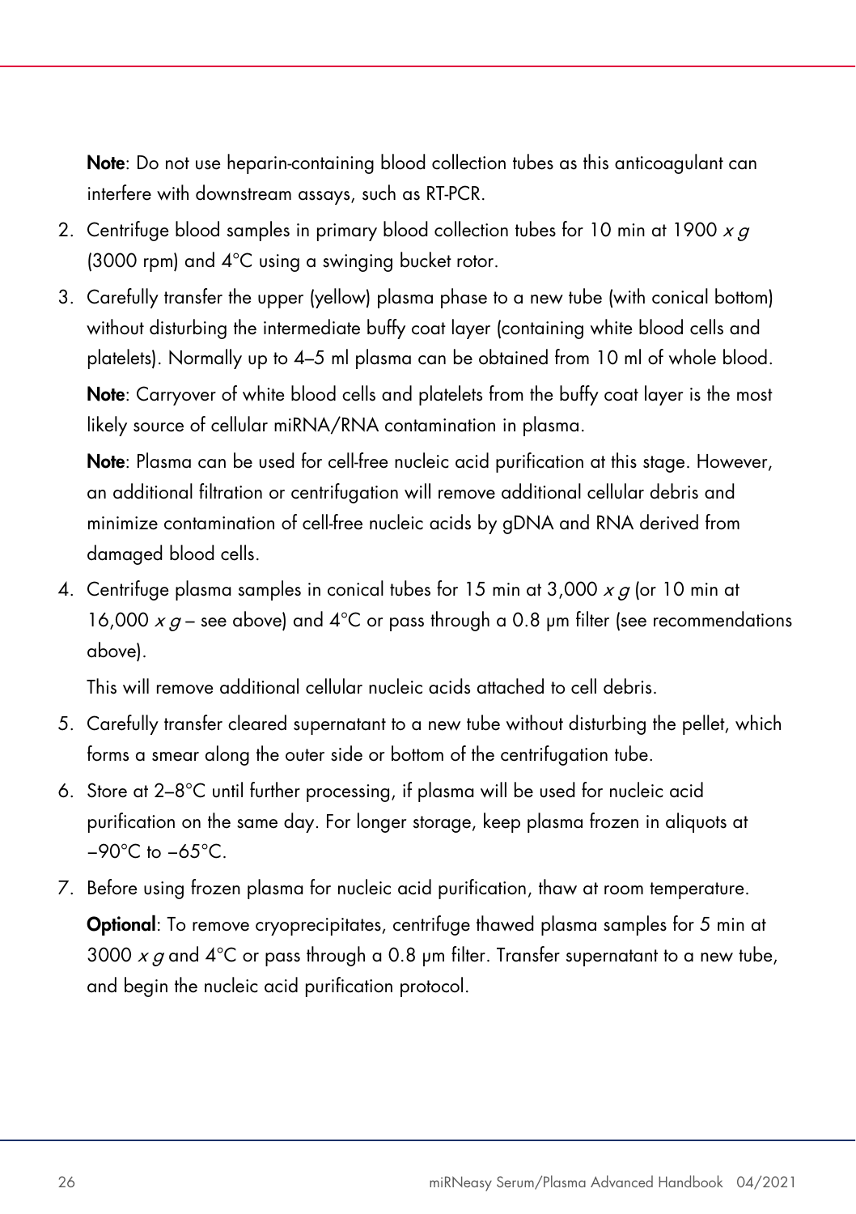**Note**: Do not use heparin-containing blood collection tubes as this anticoagulant can interfere with downstream assays, such as RT-PCR.

2. Centrifuge blood samples in primary blood collection tubes for 10 min at 1900 *x g* (3000 rpm) and 4°C using a swinging bucket rotor.
3. Carefully transfer the upper (yellow) plasma phase to a new tube (with conical bottom) without disturbing the intermediate buffy coat layer (containing white blood cells and platelets). Normally up to 4–5 ml plasma can be obtained from 10 ml of whole blood.

   **Note**: Carryover of white blood cells and platelets from the buffy coat layer is the most likely source of cellular miRNA/RNA contamination in plasma.

   **Note**: Plasma can be used for cell-free nucleic acid purification at this stage. However, an additional filtration or centrifugation will remove additional cellular debris and minimize contamination of cell-free nucleic acids by gDNA and RNA derived from damaged blood cells.
4. Centrifuge plasma samples in conical tubes for 15 min at 3,000 *x g* (or 10 min at 16,000 *x g* – see above) and 4°C or pass through a 0.8 µm filter (see recommendations above).

   This will remove additional cellular nucleic acids attached to cell debris.
5. Carefully transfer cleared supernatant to a new tube without disturbing the pellet, which forms a smear along the outer side or bottom of the centrifugation tube.
6. Store at 2–8°C until further processing, if plasma will be used for nucleic acid purification on the same day. For longer storage, keep plasma frozen in aliquots at −90°C to −65°C.
7. Before using frozen plasma for nucleic acid purification, thaw at room temperature.

   **Optional**: To remove cryoprecipitates, centrifuge thawed plasma samples for 5 min at 3000 *x g* and 4°C or pass through a 0.8 µm filter. Transfer supernatant to a new tube, and begin the nucleic acid purification protocol.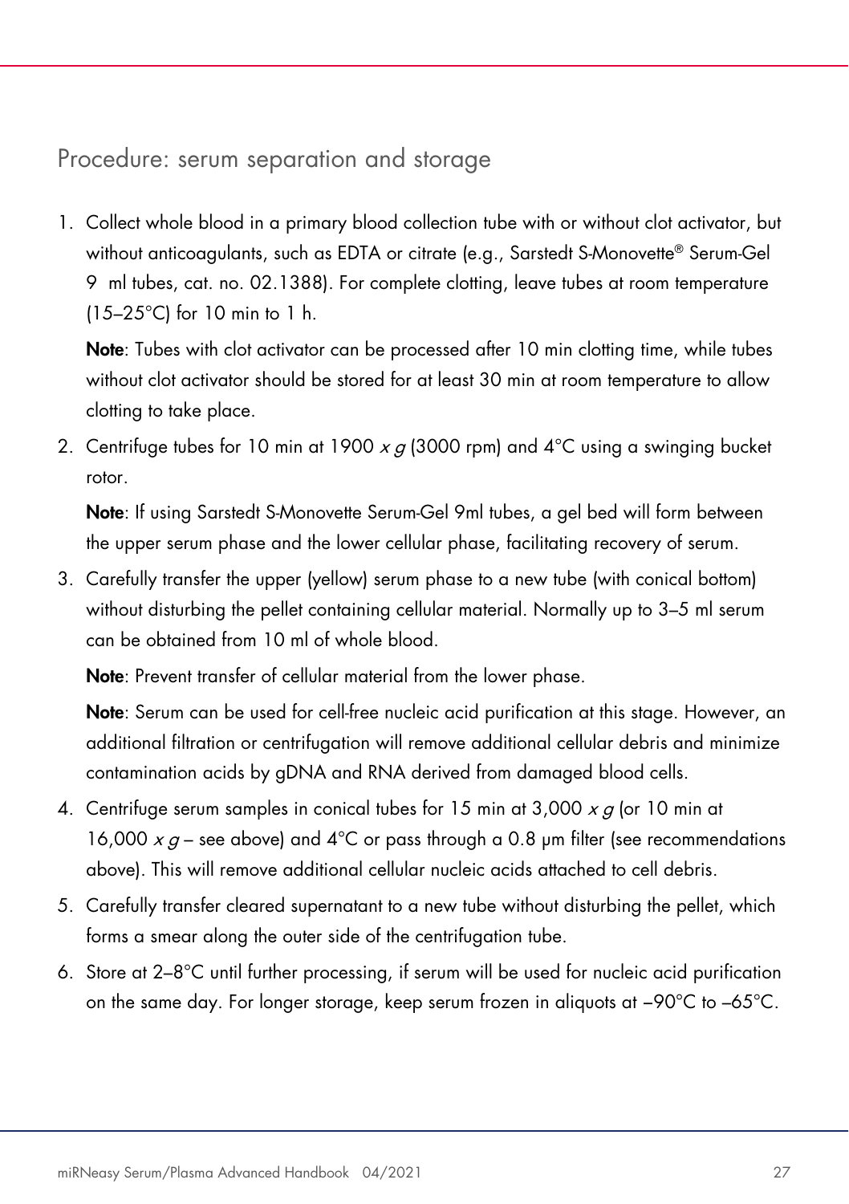## Procedure: serum separation and storage

1. Collect whole blood in a primary blood collection tube with or without clot activator, but without anticoagulants, such as EDTA or citrate (e.g., Sarstedt S-Monovette® Serum-Gel 9 ml tubes, cat. no. 02.1388). For complete clotting, leave tubes at room temperature (15–25°C) for 10 min to 1 h.

   **Note**: Tubes with clot activator can be processed after 10 min clotting time, while tubes without clot activator should be stored for at least 30 min at room temperature to allow clotting to take place.

2. Centrifuge tubes for 10 min at 1900 *x g* (3000 rpm) and 4°C using a swinging bucket rotor.

   **Note**: If using Sarstedt S-Monovette Serum-Gel 9ml tubes, a gel bed will form between the upper serum phase and the lower cellular phase, facilitating recovery of serum.

3. Carefully transfer the upper (yellow) serum phase to a new tube (with conical bottom) without disturbing the pellet containing cellular material. Normally up to 3–5 ml serum can be obtained from 10 ml of whole blood.

   **Note**: Prevent transfer of cellular material from the lower phase.

   **Note**: Serum can be used for cell-free nucleic acid purification at this stage. However, an additional filtration or centrifugation will remove additional cellular debris and minimize contamination acids by gDNA and RNA derived from damaged blood cells.

4. Centrifuge serum samples in conical tubes for 15 min at 3,000 *x g* (or 10 min at 16,000 *x g* – see above) and 4°C or pass through a 0.8 µm filter (see recommendations above). This will remove additional cellular nucleic acids attached to cell debris.

5. Carefully transfer cleared supernatant to a new tube without disturbing the pellet, which forms a smear along the outer side of the centrifugation tube.

6. Store at 2–8°C until further processing, if serum will be used for nucleic acid purification on the same day. For longer storage, keep serum frozen in aliquots at –90°C to –65°C.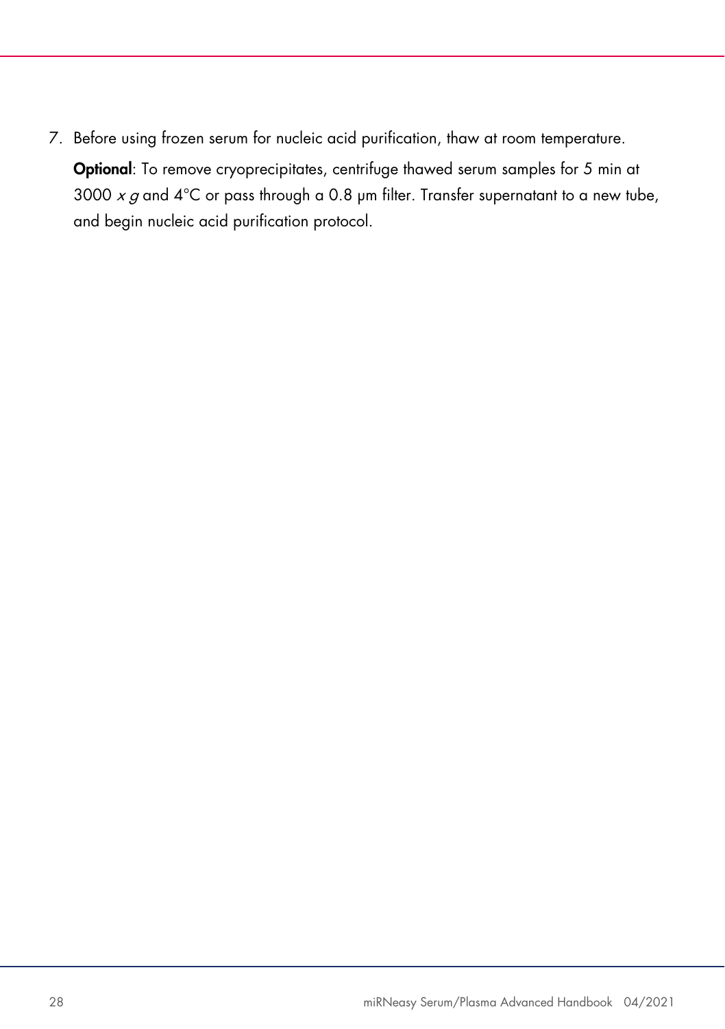7. Before using frozen serum for nucleic acid purification, thaw at room temperature.

   **Optional**: To remove cryoprecipitates, centrifuge thawed serum samples for 5 min at 3000 *x g* and 4°C or pass through a 0.8 µm filter. Transfer supernatant to a new tube, and begin nucleic acid purification protocol.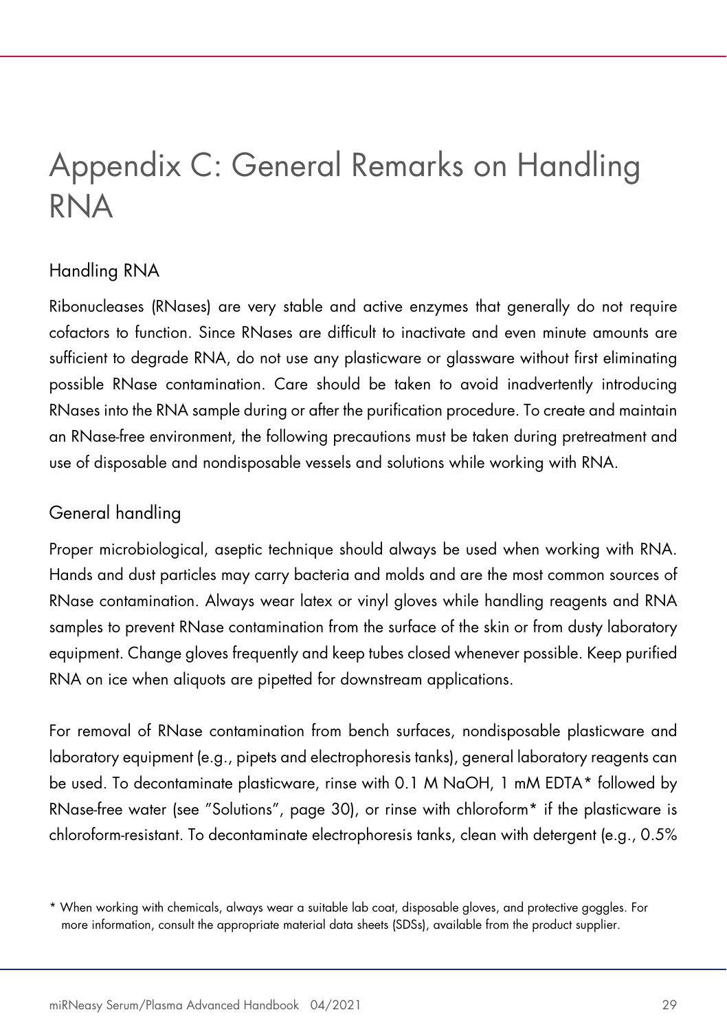# Appendix C: General Remarks on Handling RNA

## Handling RNA

Ribonucleases (RNases) are very stable and active enzymes that generally do not require cofactors to function. Since RNases are difficult to inactivate and even minute amounts are sufficient to degrade RNA, do not use any plasticware or glassware without first eliminating possible RNase contamination. Care should be taken to avoid inadvertently introducing RNases into the RNA sample during or after the purification procedure. To create and maintain an RNase-free environment, the following precautions must be taken during pretreatment and use of disposable and nondisposable vessels and solutions while working with RNA.

## General handling

Proper microbiological, aseptic technique should always be used when working with RNA. Hands and dust particles may carry bacteria and molds and are the most common sources of RNase contamination. Always wear latex or vinyl gloves while handling reagents and RNA samples to prevent RNase contamination from the surface of the skin or from dusty laboratory equipment. Change gloves frequently and keep tubes closed whenever possible. Keep purified RNA on ice when aliquots are pipetted for downstream applications.

For removal of RNase contamination from bench surfaces, nondisposable plasticware and laboratory equipment (e.g., pipets and electrophoresis tanks), general laboratory reagents can be used. To decontaminate plasticware, rinse with 0.1 M NaOH, 1 mM EDTA* followed by RNase-free water (see "Solutions", page 30), or rinse with chloroform* if the plasticware is chloroform-resistant. To decontaminate electrophoresis tanks, clean with detergent (e.g., 0.5%

\* When working with chemicals, always wear a suitable lab coat, disposable gloves, and protective goggles. For more information, consult the appropriate material data sheets (SDSs), available from the product supplier.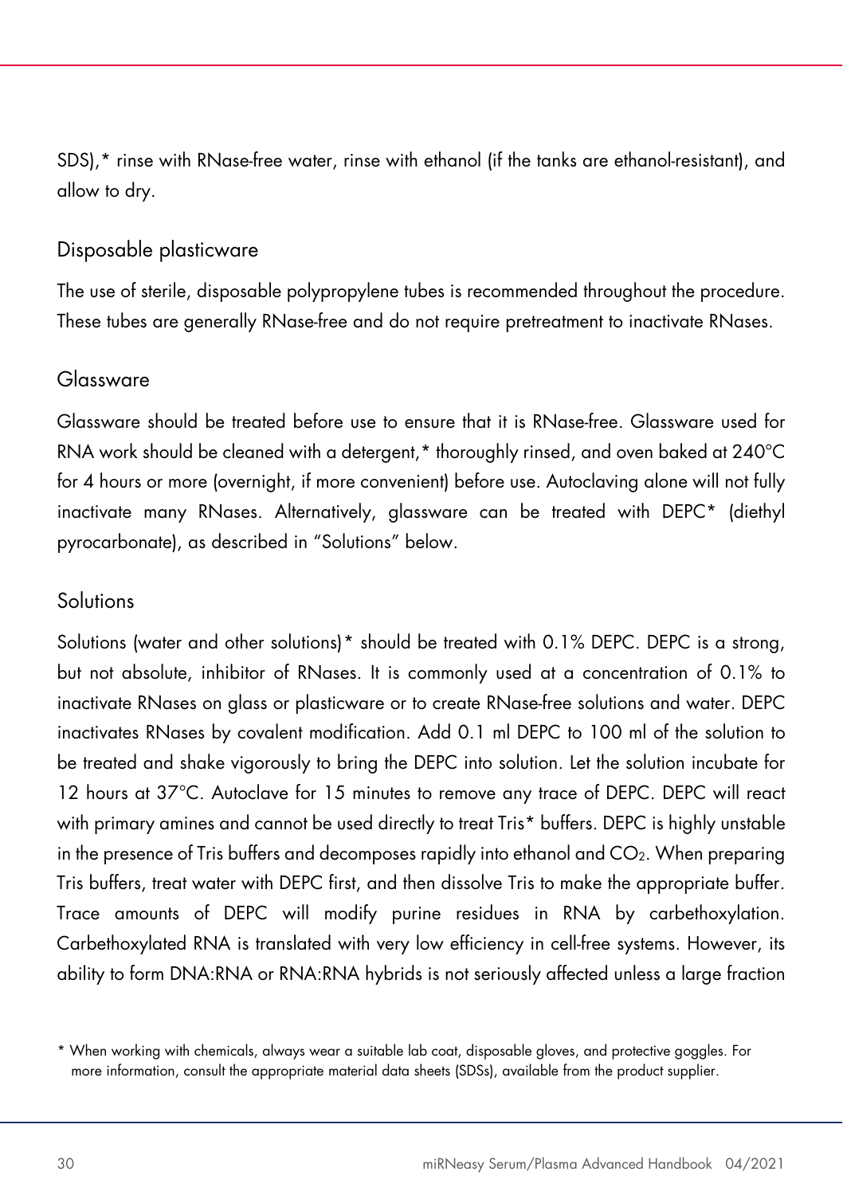SDS),* rinse with RNase-free water, rinse with ethanol (if the tanks are ethanol-resistant), and allow to dry.

### Disposable plasticware

The use of sterile, disposable polypropylene tubes is recommended throughout the procedure. These tubes are generally RNase-free and do not require pretreatment to inactivate RNases.

### Glassware

Glassware should be treated before use to ensure that it is RNase-free. Glassware used for RNA work should be cleaned with a detergent,* thoroughly rinsed, and oven baked at 240°C for 4 hours or more (overnight, if more convenient) before use. Autoclaving alone will not fully inactivate many RNases. Alternatively, glassware can be treated with DEPC* (diethyl pyrocarbonate), as described in "Solutions" below.

### Solutions

Solutions (water and other solutions)* should be treated with 0.1% DEPC. DEPC is a strong, but not absolute, inhibitor of RNases. It is commonly used at a concentration of 0.1% to inactivate RNases on glass or plasticware or to create RNase-free solutions and water. DEPC inactivates RNases by covalent modification. Add 0.1 ml DEPC to 100 ml of the solution to be treated and shake vigorously to bring the DEPC into solution. Let the solution incubate for 12 hours at 37°C. Autoclave for 15 minutes to remove any trace of DEPC. DEPC will react with primary amines and cannot be used directly to treat Tris* buffers. DEPC is highly unstable in the presence of Tris buffers and decomposes rapidly into ethanol and $CO_2$. When preparing Tris buffers, treat water with DEPC first, and then dissolve Tris to make the appropriate buffer. Trace amounts of DEPC will modify purine residues in RNA by carbethoxylation. Carbethoxylated RNA is translated with very low efficiency in cell-free systems. However, its ability to form DNA:RNA or RNA:RNA hybrids is not seriously affected unless a large fraction

* When working with chemicals, always wear a suitable lab coat, disposable gloves, and protective goggles. For more information, consult the appropriate material data sheets (SDSs), available from the product supplier.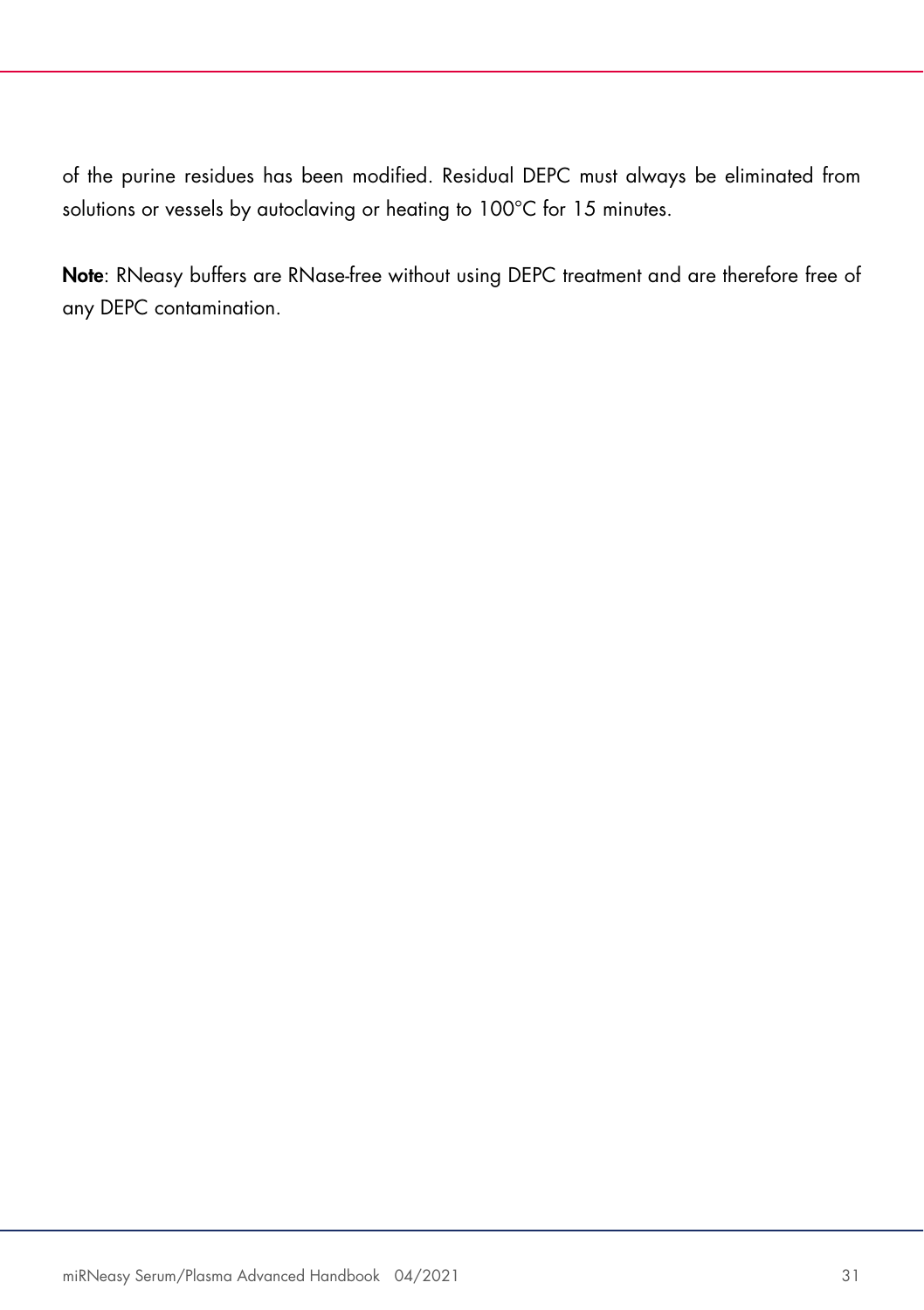of the purine residues has been modified. Residual DEPC must always be eliminated from solutions or vessels by autoclaving or heating to 100°C for 15 minutes.

**Note**: RNeasy buffers are RNase-free without using DEPC treatment and are therefore free of any DEPC contamination.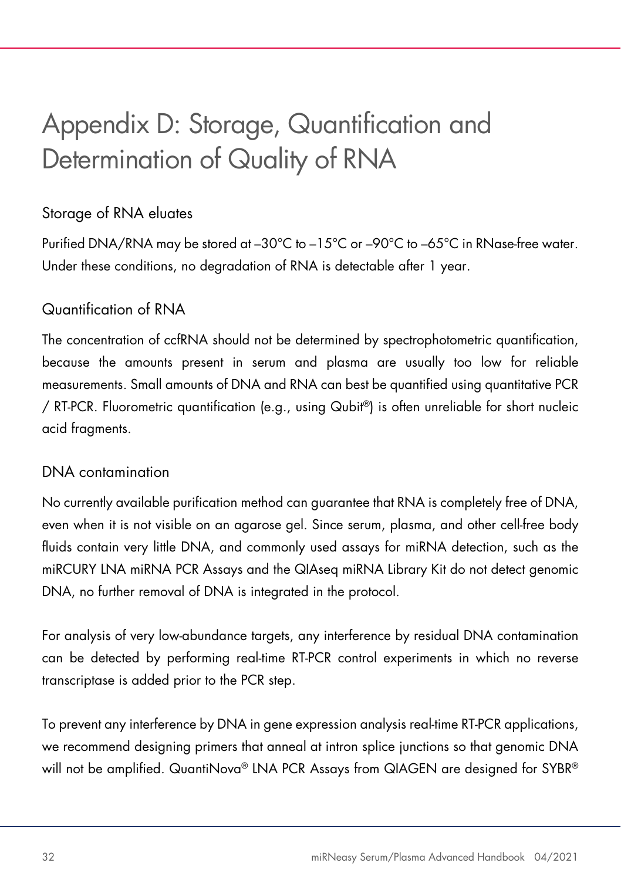# Appendix D: Storage, Quantification and Determination of Quality of RNA

## Storage of RNA eluates

Purified DNA/RNA may be stored at –30°C to –15°C or –90°C to –65°C in RNase-free water. Under these conditions, no degradation of RNA is detectable after 1 year.

## Quantification of RNA

The concentration of ccfRNA should not be determined by spectrophotometric quantification, because the amounts present in serum and plasma are usually too low for reliable measurements. Small amounts of DNA and RNA can best be quantified using quantitative PCR / RT-PCR. Fluorometric quantification (e.g., using Qubit®) is often unreliable for short nucleic acid fragments.

## DNA contamination

No currently available purification method can guarantee that RNA is completely free of DNA, even when it is not visible on an agarose gel. Since serum, plasma, and other cell-free body fluids contain very little DNA, and commonly used assays for miRNA detection, such as the miRCURY LNA miRNA PCR Assays and the QIAseq miRNA Library Kit do not detect genomic DNA, no further removal of DNA is integrated in the protocol.

For analysis of very low-abundance targets, any interference by residual DNA contamination can be detected by performing real-time RT-PCR control experiments in which no reverse transcriptase is added prior to the PCR step.

To prevent any interference by DNA in gene expression analysis real-time RT-PCR applications, we recommend designing primers that anneal at intron splice junctions so that genomic DNA will not be amplified. QuantiNova® LNA PCR Assays from QIAGEN are designed for SYBR®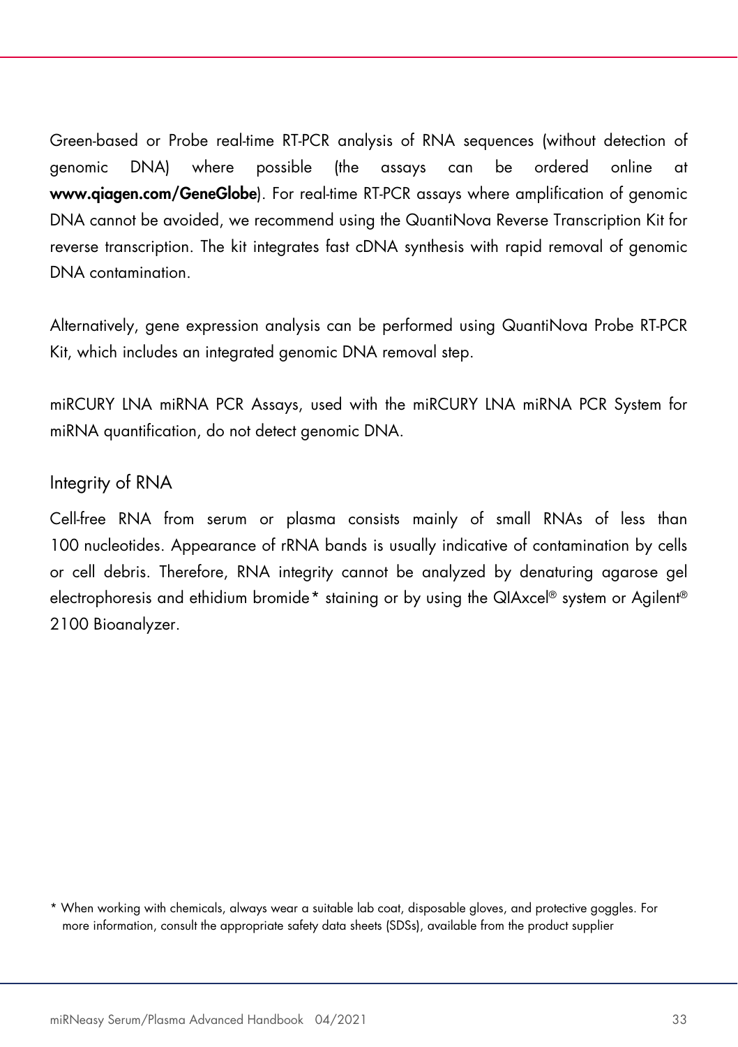Green-based or Probe real-time RT-PCR analysis of RNA sequences (without detection of genomic DNA) where possible (the assays can be ordered online at **www.qiagen.com/GeneGlobe**). For real-time RT-PCR assays where amplification of genomic DNA cannot be avoided, we recommend using the QuantiNova Reverse Transcription Kit for reverse transcription. The kit integrates fast cDNA synthesis with rapid removal of genomic DNA contamination.

Alternatively, gene expression analysis can be performed using QuantiNova Probe RT-PCR Kit, which includes an integrated genomic DNA removal step.

miRCURY LNA miRNA PCR Assays, used with the miRCURY LNA miRNA PCR System for miRNA quantification, do not detect genomic DNA.

## Integrity of RNA

Cell-free RNA from serum or plasma consists mainly of small RNAs of less than 100 nucleotides. Appearance of rRNA bands is usually indicative of contamination by cells or cell debris. Therefore, RNA integrity cannot be analyzed by denaturing agarose gel electrophoresis and ethidium bromide* staining or by using the QIAxcel® system or Agilent® 2100 Bioanalyzer.

* When working with chemicals, always wear a suitable lab coat, disposable gloves, and protective goggles. For more information, consult the appropriate safety data sheets (SDSs), available from the product supplier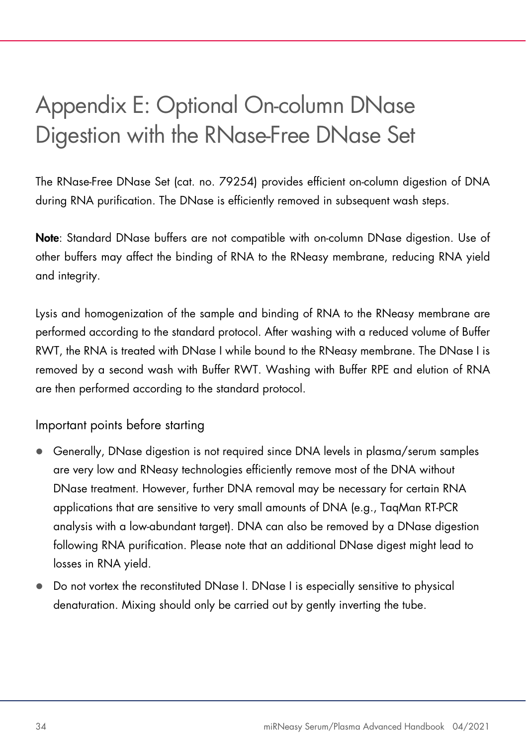# Appendix E: Optional On-column DNase Digestion with the RNase-Free DNase Set

The RNase-Free DNase Set (cat. no. 79254) provides efficient on-column digestion of DNA during RNA purification. The DNase is efficiently removed in subsequent wash steps.

**Note**: Standard DNase buffers are not compatible with on-column DNase digestion. Use of other buffers may affect the binding of RNA to the RNeasy membrane, reducing RNA yield and integrity.

Lysis and homogenization of the sample and binding of RNA to the RNeasy membrane are performed according to the standard protocol. After washing with a reduced volume of Buffer RWT, the RNA is treated with DNase I while bound to the RNeasy membrane. The DNase I is removed by a second wash with Buffer RWT. Washing with Buffer RPE and elution of RNA are then performed according to the standard protocol.

## Important points before starting

- Generally, DNase digestion is not required since DNA levels in plasma/serum samples are very low and RNeasy technologies efficiently remove most of the DNA without DNase treatment. However, further DNA removal may be necessary for certain RNA applications that are sensitive to very small amounts of DNA (e.g., TaqMan RT-PCR analysis with a low-abundant target). DNA can also be removed by a DNase digestion following RNA purification. Please note that an additional DNase digest might lead to losses in RNA yield.
- Do not vortex the reconstituted DNase I. DNase I is especially sensitive to physical denaturation. Mixing should only be carried out by gently inverting the tube.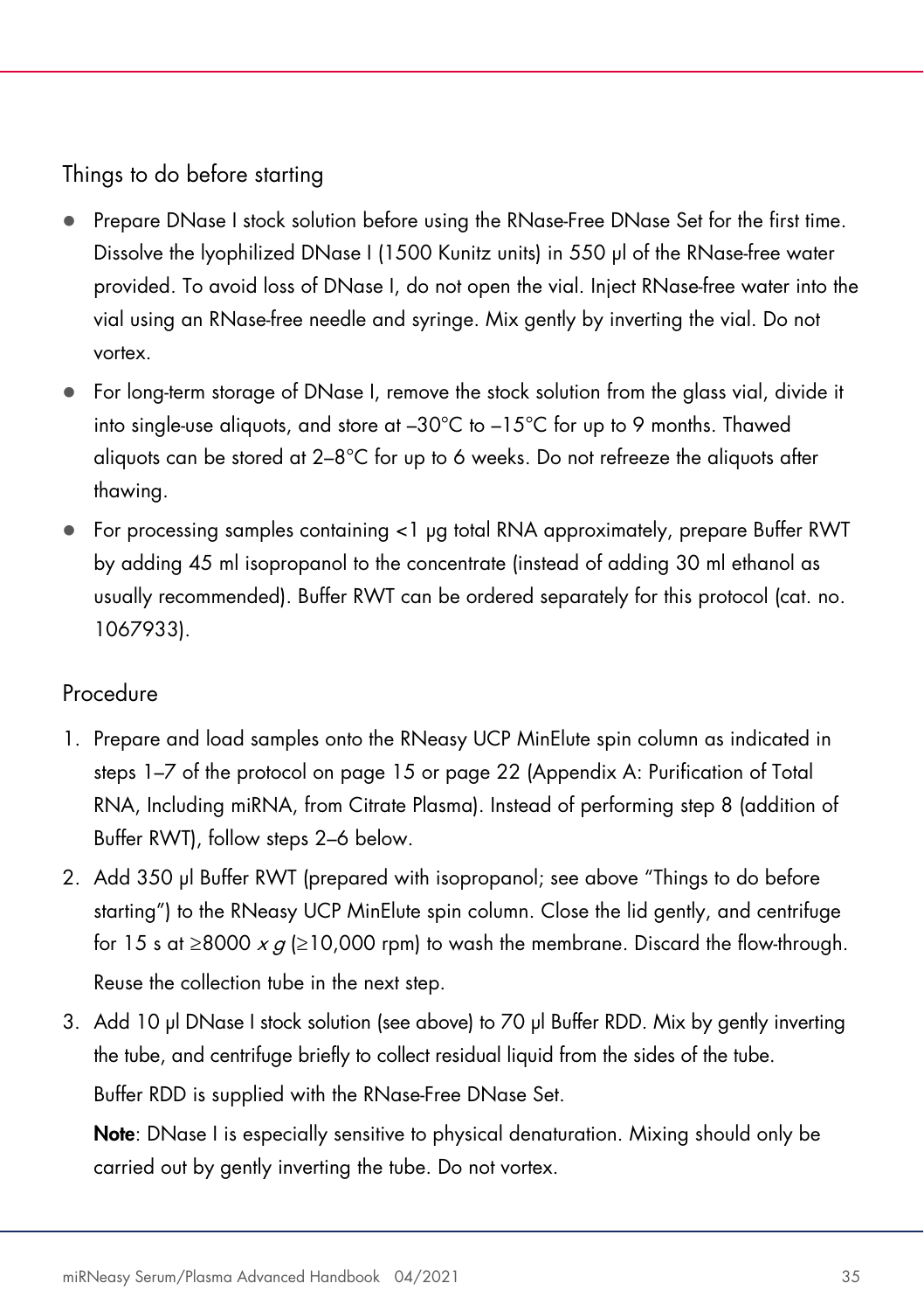## Things to do before starting

- Prepare DNase I stock solution before using the RNase-Free DNase Set for the first time. Dissolve the lyophilized DNase I (1500 Kunitz units) in 550 µl of the RNase-free water provided. To avoid loss of DNase I, do not open the vial. Inject RNase-free water into the vial using an RNase-free needle and syringe. Mix gently by inverting the vial. Do not vortex.
- For long-term storage of DNase I, remove the stock solution from the glass vial, divide it into single-use aliquots, and store at –30°C to –15°C for up to 9 months. Thawed aliquots can be stored at 2–8°C for up to 6 weeks. Do not refreeze the aliquots after thawing.
- For processing samples containing <1 µg total RNA approximately, prepare Buffer RWT by adding 45 ml isopropanol to the concentrate (instead of adding 30 ml ethanol as usually recommended). Buffer RWT can be ordered separately for this protocol (cat. no. 1067933).

## Procedure

1. Prepare and load samples onto the RNeasy UCP MinElute spin column as indicated in steps 1–7 of the protocol on page 15 or page 22 (Appendix A: Purification of Total RNA, Including miRNA, from Citrate Plasma). Instead of performing step 8 (addition of Buffer RWT), follow steps 2–6 below.
2. Add 350 µl Buffer RWT (prepared with isopropanol; see above "Things to do before starting") to the RNeasy UCP MinElute spin column. Close the lid gently, and centrifuge for 15 s at ≥8000 *x g* (≥10,000 rpm) to wash the membrane. Discard the flow-through.

   Reuse the collection tube in the next step.
3. Add 10 µl DNase I stock solution (see above) to 70 µl Buffer RDD. Mix by gently inverting the tube, and centrifuge briefly to collect residual liquid from the sides of the tube.

   Buffer RDD is supplied with the RNase-Free DNase Set.

   **Note**: DNase I is especially sensitive to physical denaturation. Mixing should only be carried out by gently inverting the tube. Do not vortex.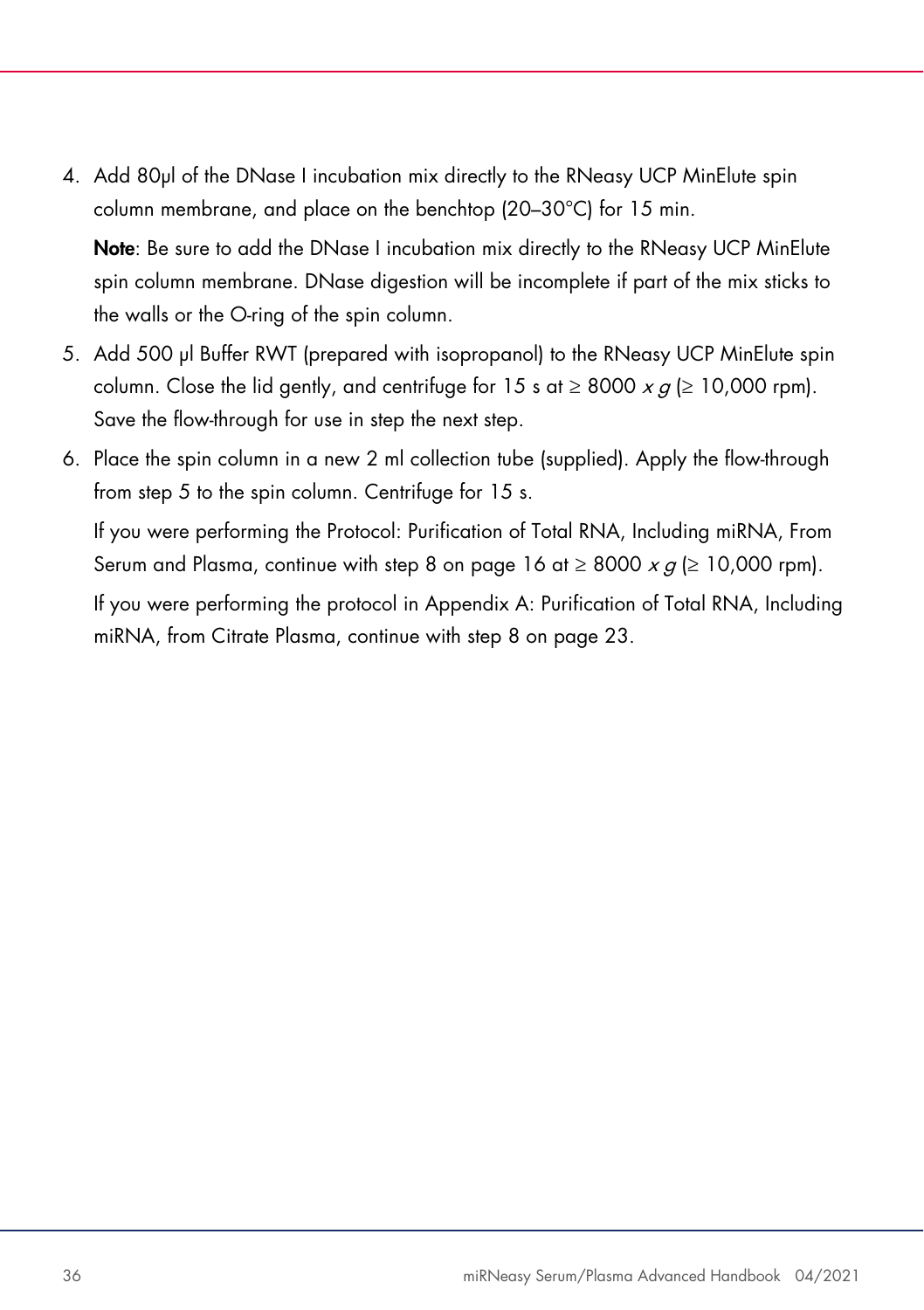4. Add 80µl of the DNase I incubation mix directly to the RNeasy UCP MinElute spin column membrane, and place on the benchtop (20–30°C) for 15 min.

   **Note**: Be sure to add the DNase I incubation mix directly to the RNeasy UCP MinElute spin column membrane. DNase digestion will be incomplete if part of the mix sticks to the walls or the O-ring of the spin column.

5. Add 500 µl Buffer RWT (prepared with isopropanol) to the RNeasy UCP MinElute spin column. Close the lid gently, and centrifuge for 15 s at ≥ 8000 *x g* (≥ 10,000 rpm). Save the flow-through for use in step the next step.

6. Place the spin column in a new 2 ml collection tube (supplied). Apply the flow-through from step 5 to the spin column. Centrifuge for 15 s.

   If you were performing the Protocol: Purification of Total RNA, Including miRNA, From Serum and Plasma, continue with step 8 on page 16 at ≥ 8000 *x g* (≥ 10,000 rpm).

   If you were performing the protocol in Appendix A: Purification of Total RNA, Including miRNA, from Citrate Plasma, continue with step 8 on page 23.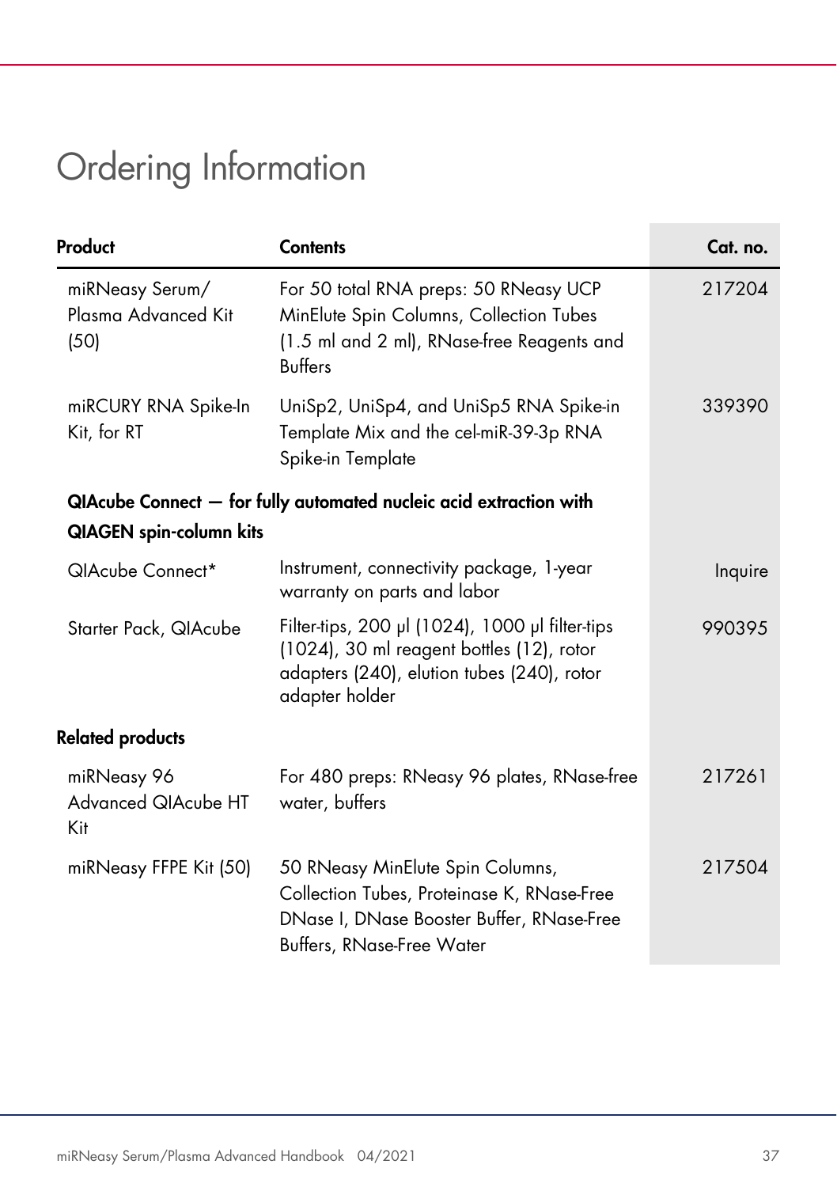# Ordering Information

| Product | Contents | Cat. no. |
|---|---|---|
| miRNeasy Serum/ Plasma Advanced Kit (50) | For 50 total RNA preps: 50 RNeasy UCP MinElute Spin Columns, Collection Tubes (1.5 ml and 2 ml), RNase-free Reagents and Buffers | 217204 |
| miRCURY RNA Spike-In Kit, for RT | UniSp2, UniSp4, and UniSp5 RNA Spike-in Template Mix and the cel-miR-39-3p RNA Spike-in Template | 339390 |
| **QIAcube Connect — for fully automated nucleic acid extraction with QIAGEN spin-column kits** | | |
| QIAcube Connect* | Instrument, connectivity package, 1-year warranty on parts and labor | Inquire |
| Starter Pack, QIAcube | Filter-tips, 200 µl (1024), 1000 µl filter-tips (1024), 30 ml reagent bottles (12), rotor adapters (240), elution tubes (240), rotor adapter holder | 990395 |
| **Related products** | | |
| miRNeasy 96 Advanced QIAcube HT Kit | For 480 preps: RNeasy 96 plates, RNase-free water, buffers | 217261 |
| miRNeasy FFPE Kit (50) | 50 RNeasy MinElute Spin Columns, Collection Tubes, Proteinase K, RNase-Free DNase I, DNase Booster Buffer, RNase-Free Buffers, RNase-Free Water | 217504 |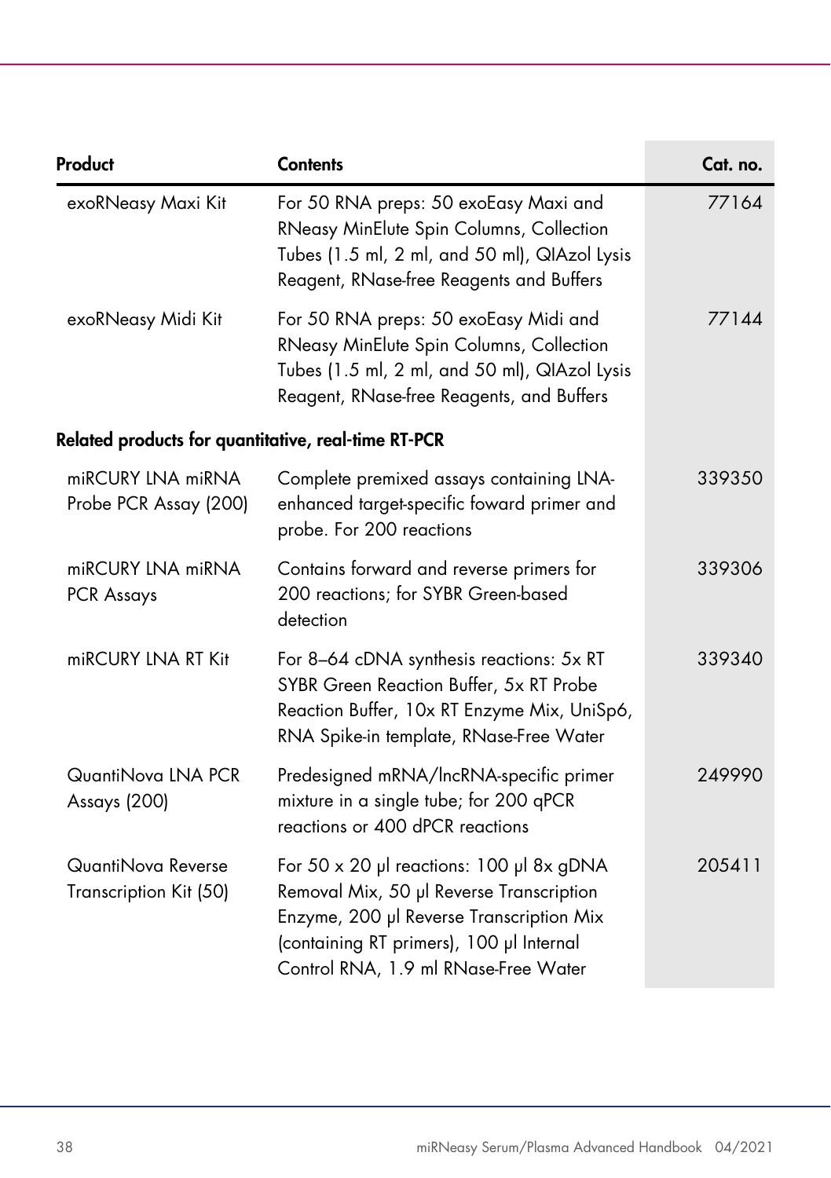| Product | Contents | Cat. no. |
|---|---|---|
| exoRNeasy Maxi Kit | For 50 RNA preps: 50 exoEasy Maxi and RNeasy MinElute Spin Columns, Collection Tubes (1.5 ml, 2 ml, and 50 ml), QIAzol Lysis Reagent, RNase-free Reagents and Buffers | 77164 |
| exoRNeasy Midi Kit | For 50 RNA preps: 50 exoEasy Midi and RNeasy MinElute Spin Columns, Collection Tubes (1.5 ml, 2 ml, and 50 ml), QIAzol Lysis Reagent, RNase-free Reagents, and Buffers | 77144 |
| **Related products for quantitative, real-time RT-PCR** | | |
| miRCURY LNA miRNA Probe PCR Assay (200) | Complete premixed assays containing LNA-enhanced target-specific foward primer and probe. For 200 reactions | 339350 |
| miRCURY LNA miRNA PCR Assays | Contains forward and reverse primers for 200 reactions; for SYBR Green-based detection | 339306 |
| miRCURY LNA RT Kit | For 8–64 cDNA synthesis reactions: 5x RT SYBR Green Reaction Buffer, 5x RT Probe Reaction Buffer, 10x RT Enzyme Mix, UniSp6, RNA Spike-in template, RNase-Free Water | 339340 |
| QuantiNova LNA PCR Assays (200) | Predesigned mRNA/lncRNA-specific primer mixture in a single tube; for 200 qPCR reactions or 400 dPCR reactions | 249990 |
| QuantiNova Reverse Transcription Kit (50) | For 50 x 20 µl reactions: 100 µl 8x gDNA Removal Mix, 50 µl Reverse Transcription Enzyme, 200 µl Reverse Transcription Mix (containing RT primers), 100 µl Internal Control RNA, 1.9 ml RNase-Free Water | 205411 |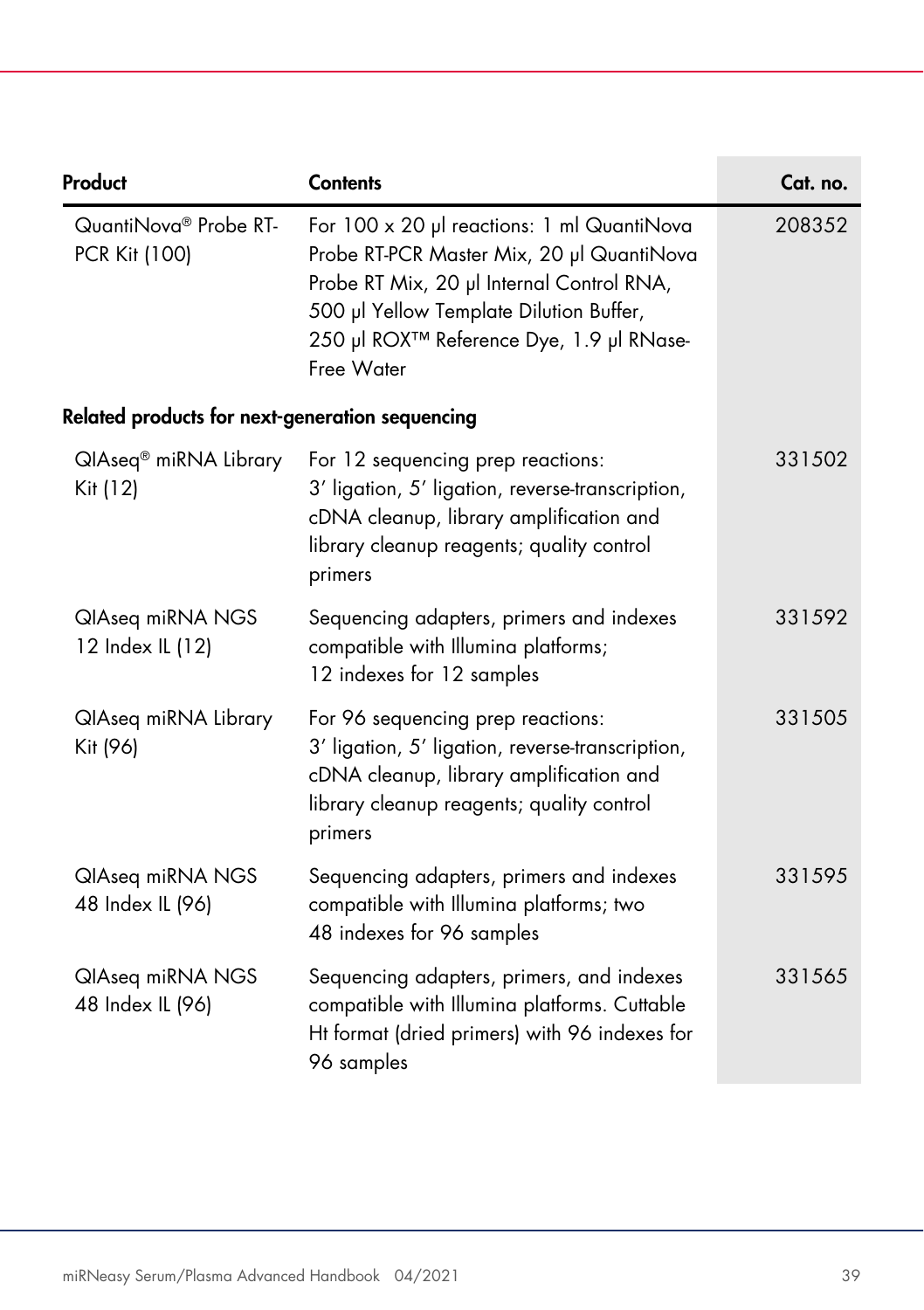| Product | Contents | Cat. no. |
|---|---|---|
| QuantiNova® Probe RT-PCR Kit (100) | For 100 x 20 µl reactions: 1 ml QuantiNova Probe RT-PCR Master Mix, 20 µl QuantiNova Probe RT Mix, 20 µl Internal Control RNA, 500 µl Yellow Template Dilution Buffer, 250 µl ROX™ Reference Dye, 1.9 µl RNase-Free Water | 208352 |
| **Related products for next-generation sequencing** | | |
| QIAseq® miRNA Library Kit (12) | For 12 sequencing prep reactions: 3′ ligation, 5′ ligation, reverse-transcription, cDNA cleanup, library amplification and library cleanup reagents; quality control primers | 331502 |
| QIAseq miRNA NGS 12 Index IL (12) | Sequencing adapters, primers and indexes compatible with Illumina platforms; 12 indexes for 12 samples | 331592 |
| QIAseq miRNA Library Kit (96) | For 96 sequencing prep reactions: 3′ ligation, 5′ ligation, reverse-transcription, cDNA cleanup, library amplification and library cleanup reagents; quality control primers | 331505 |
| QIAseq miRNA NGS 48 Index IL (96) | Sequencing adapters, primers and indexes compatible with Illumina platforms; two 48 indexes for 96 samples | 331595 |
| QIAseq miRNA NGS 48 Index IL (96) | Sequencing adapters, primers, and indexes compatible with Illumina platforms. Cuttable Ht format (dried primers) with 96 indexes for 96 samples | 331565 |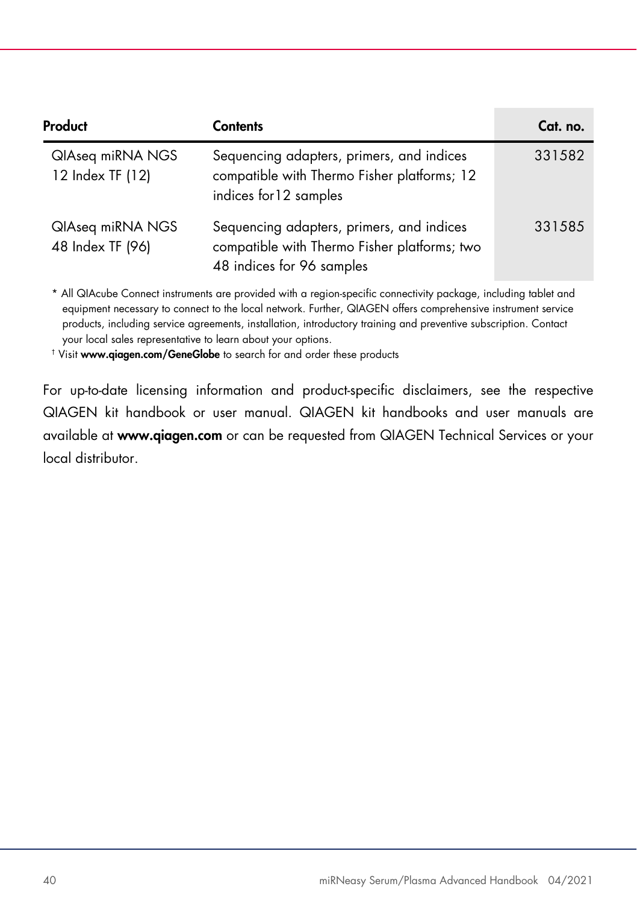| Product | Contents | Cat. no. |
|---|---|---|
| QIAseq miRNA NGS 12 Index TF (12) | Sequencing adapters, primers, and indices compatible with Thermo Fisher platforms; 12 indices for12 samples | 331582 |
| QIAseq miRNA NGS 48 Index TF (96) | Sequencing adapters, primers, and indices compatible with Thermo Fisher platforms; two 48 indices for 96 samples | 331585 |

* All QIAcube Connect instruments are provided with a region-specific connectivity package, including tablet and equipment necessary to connect to the local network. Further, QIAGEN offers comprehensive instrument service products, including service agreements, installation, introductory training and preventive subscription. Contact your local sales representative to learn about your options.

† Visit **www.qiagen.com/GeneGlobe** to search for and order these products

For up-to-date licensing information and product-specific disclaimers, see the respective QIAGEN kit handbook or user manual. QIAGEN kit handbooks and user manuals are available at **www.qiagen.com** or can be requested from QIAGEN Technical Services or your local distributor.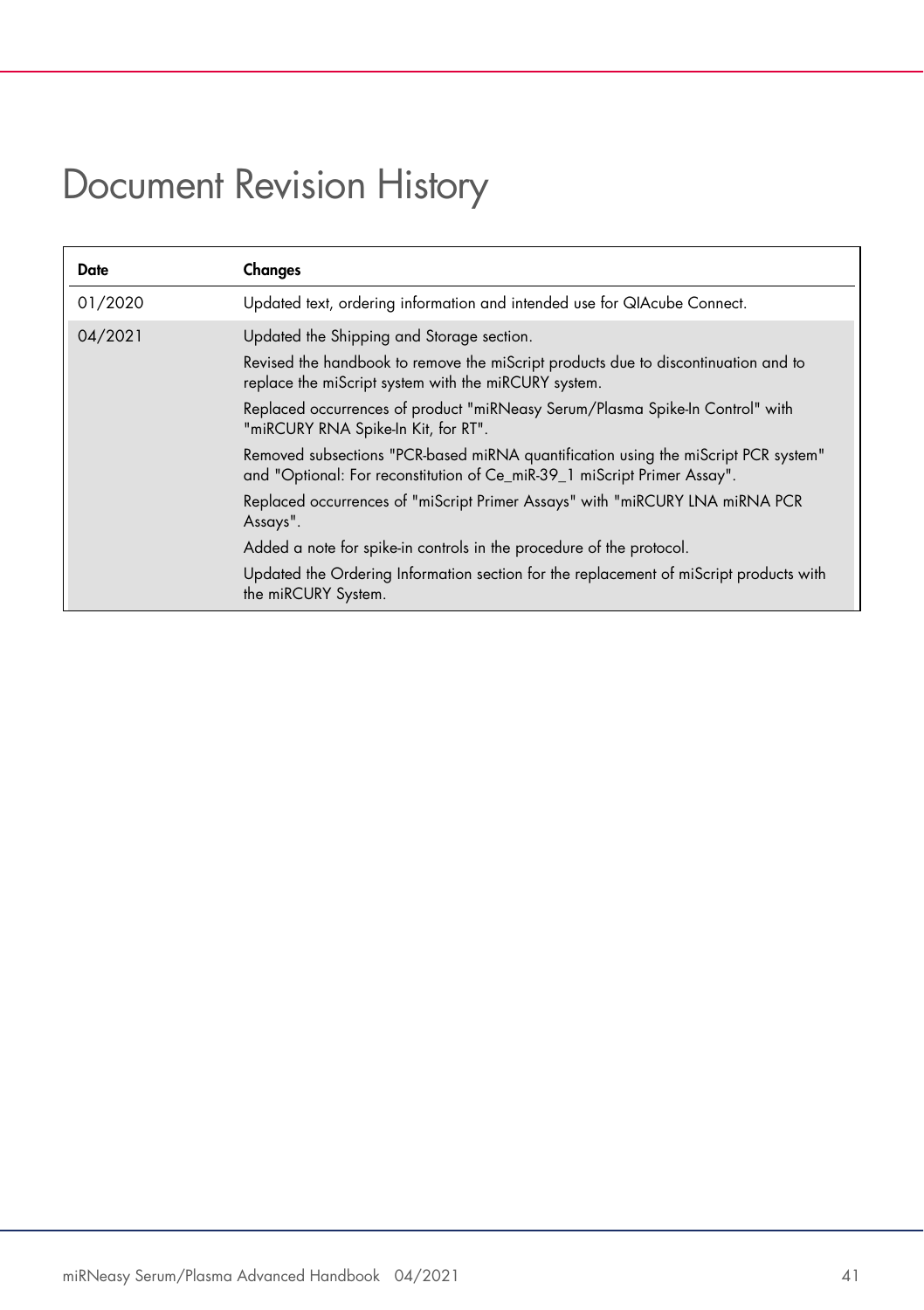# Document Revision History

| Date | Changes |
| --- | --- |
| 01/2020 | Updated text, ordering information and intended use for QIAcube Connect. |
| 04/2021 | Updated the Shipping and Storage section.<br>Revised the handbook to remove the miScript products due to discontinuation and to replace the miScript system with the miRCURY system.<br>Replaced occurrences of product "miRNeasy Serum/Plasma Spike-In Control" with "miRCURY RNA Spike-In Kit, for RT".<br>Removed subsections "PCR-based miRNA quantification using the miScript PCR system" and "Optional: For reconstitution of Ce_miR-39_1 miScript Primer Assay".<br>Replaced occurrences of "miScript Primer Assays" with "miRCURY LNA miRNA PCR Assays".<br>Added a note for spike-in controls in the procedure of the protocol.<br>Updated the Ordering Information section for the replacement of miScript products with the miRCURY System. |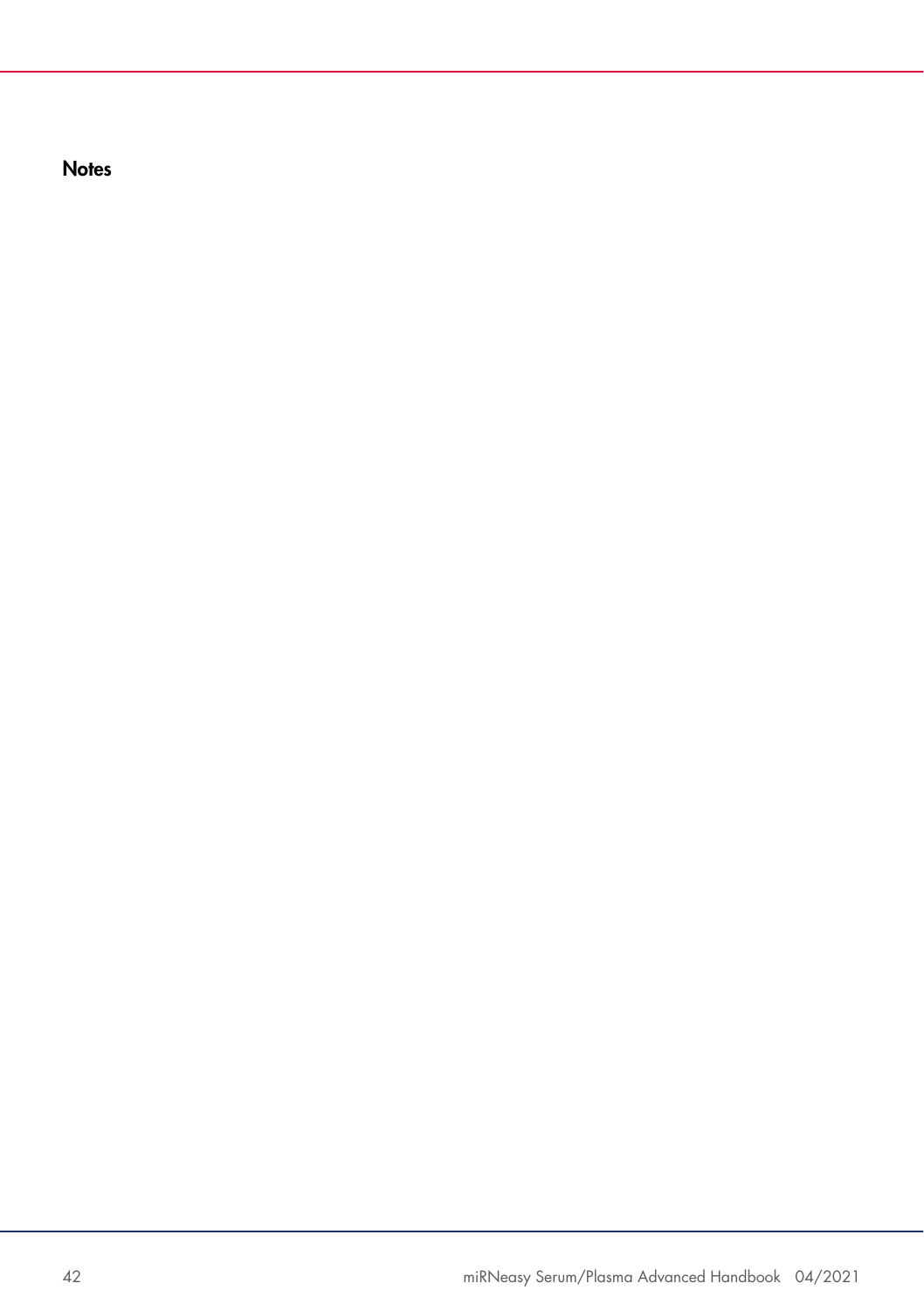### Notes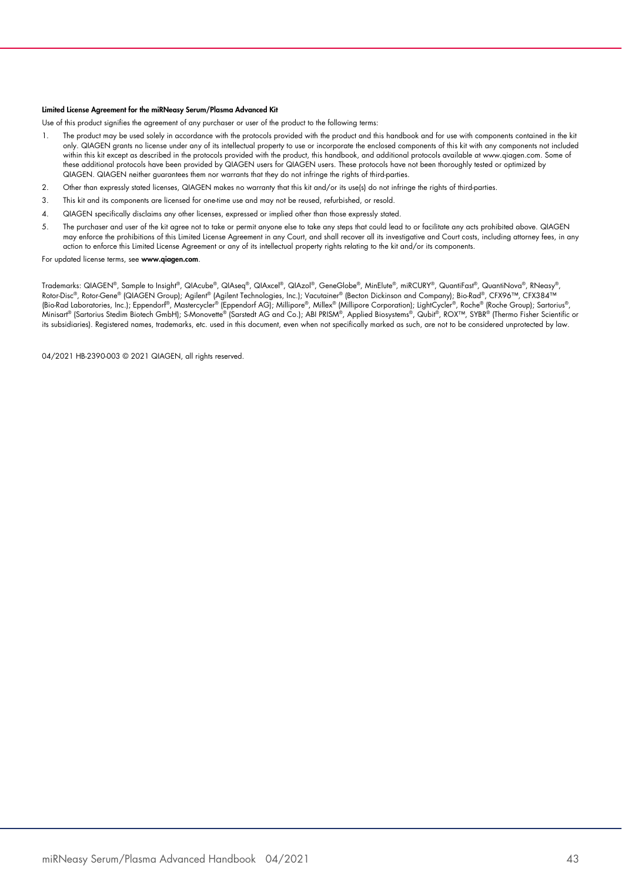**Limited License Agreement for the miRNeasy Serum/Plasma Advanced Kit**

Use of this product signifies the agreement of any purchaser or user of the product to the following terms:

1. The product may be used solely in accordance with the protocols provided with the product and this handbook and for use with components contained in the kit only. QIAGEN grants no license under any of its intellectual property to use or incorporate the enclosed components of this kit with any components not included within this kit except as described in the protocols provided with the product, this handbook, and additional protocols available at www.qiagen.com. Some of these additional protocols have been provided by QIAGEN users for QIAGEN users. These protocols have not been thoroughly tested or optimized by QIAGEN. QIAGEN neither guarantees them nor warrants that they do not infringe the rights of third-parties.
2. Other than expressly stated licenses, QIAGEN makes no warranty that this kit and/or its use(s) do not infringe the rights of third-parties.
3. This kit and its components are licensed for one-time use and may not be reused, refurbished, or resold.
4. QIAGEN specifically disclaims any other licenses, expressed or implied other than those expressly stated.
5. The purchaser and user of the kit agree not to take or permit anyone else to take any steps that could lead to or facilitate any acts prohibited above. QIAGEN may enforce the prohibitions of this Limited License Agreement in any Court, and shall recover all its investigative and Court costs, including attorney fees, in any action to enforce this Limited License Agreement or any of its intellectual property rights relating to the kit and/or its components.

For updated license terms, see **www.qiagen.com**.

Trademarks: QIAGEN®, Sample to Insight®, QIAcube®, QIAseq®, QIAxcel®, QIAzol®, GeneGlobe®, MinElute®, miRCURY®, QuantiFast®, QuantiNova®, RNeasy®, Rotor-Disc®, Rotor-Gene® (QIAGEN Group); Agilent® (Agilent Technologies, Inc.); Vacutainer® (Becton Dickinson and Company); Bio-Rad®, CFX96™, CFX384™ (Bio-Rad Laboratories, Inc.); Eppendorf®, Mastercycler® (Eppendorf AG); Millipore®, Millex® (Millipore Corporation); LightCycler®, Roche® (Roche Group); Sartorius®, Minisart® (Sartorius Stedim Biotech GmbH); S-Monovette® (Sarstedt AG and Co.); ABI PRISM®, Applied Biosystems®, Qubit®, ROX™, SYBR® (Thermo Fisher Scientific or its subsidiaries). Registered names, trademarks, etc. used in this document, even when not specifically marked as such, are not to be considered unprotected by law.

04/2021 HB-2390-003 © 2021 QIAGEN, all rights reserved.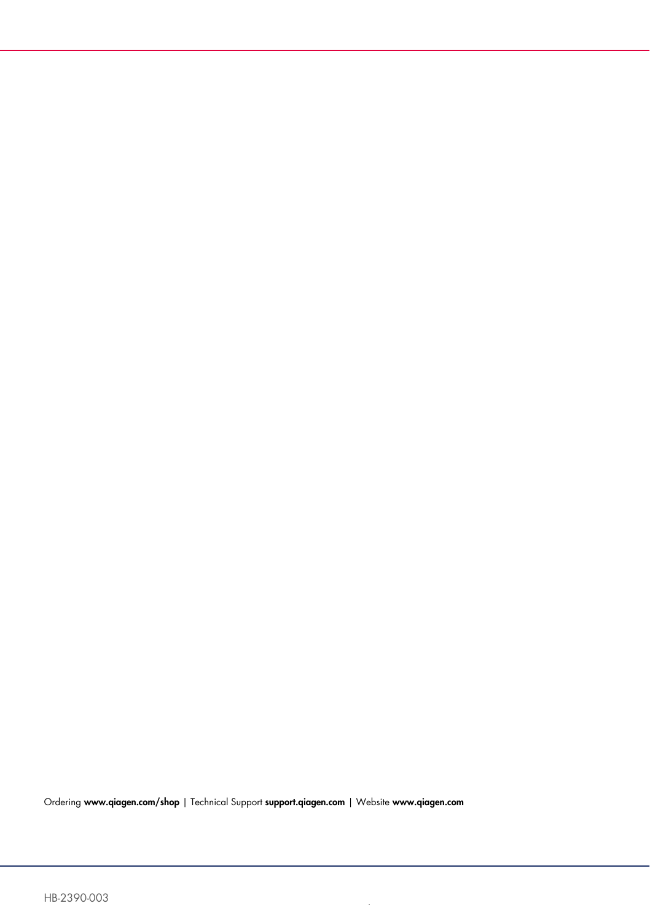Ordering **www.qiagen.com/shop** | Technical Support **support.qiagen.com** | Website **www.qiagen.com**

HB-2390-003